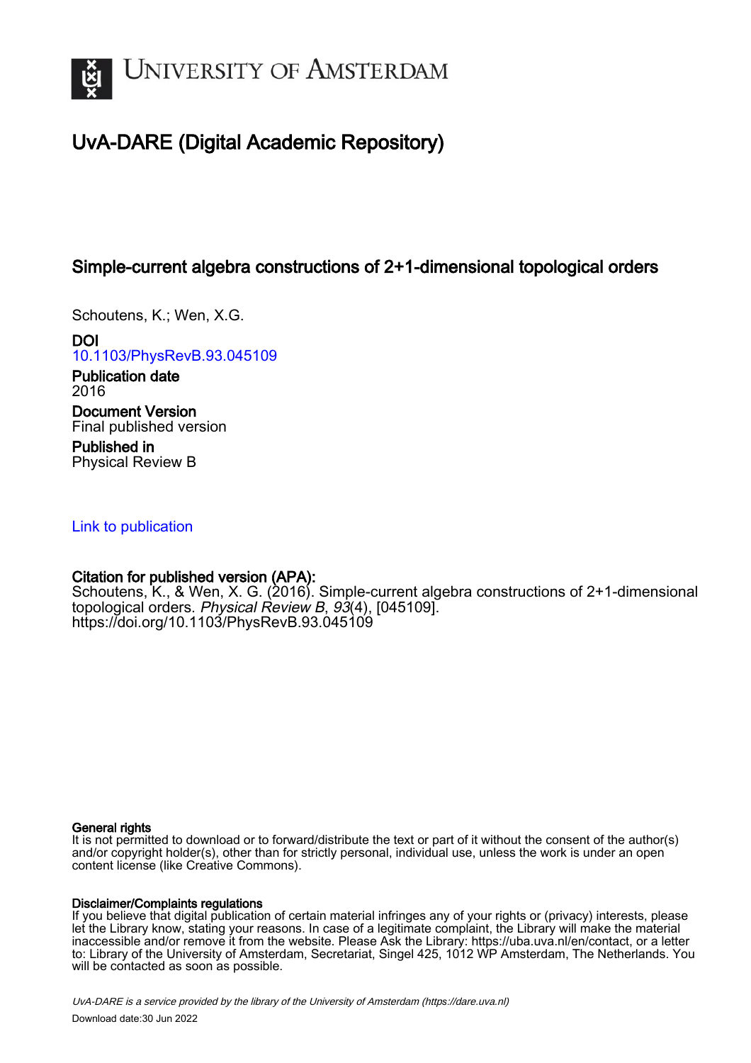# UvA-DARE (Digital Academic Repository)

## Simple-current algebra constructions of 2+1-dimensional topological orders

Schoutens, K.; Wen, X.G.

**DOI**
10.1103/PhysRevB.93.045109

**Publication date**
2016

**Document Version**
Final published version

**Published in**
Physical Review B

Link to publication

**Citation for published version (APA):**
Schoutens, K., & Wen, X. G. (2016). Simple-current algebra constructions of 2+1-dimensional topological orders. *Physical Review B*, *93*(4), [045109]. https://doi.org/10.1103/PhysRevB.93.045109

**General rights**
It is not permitted to download or to forward/distribute the text or part of it without the consent of the author(s) and/or copyright holder(s), other than for strictly personal, individual use, unless the work is under an open content license (like Creative Commons).

**Disclaimer/Complaints regulations**
If you believe that digital publication of certain material infringes any of your rights or (privacy) interests, please let the Library know, stating your reasons. In case of a legitimate complaint, the Library will make the material inaccessible and/or remove it from the website. Please Ask the Library: https://uba.uva.nl/en/contact, or a letter to: Library of the University of Amsterdam, Secretariat, Singel 425, 1012 WP Amsterdam, The Netherlands. You will be contacted as soon as possible.

UvA-DARE is a service provided by the library of the University of Amsterdam (https://dare.uva.nl)

Download date:30 Jun 2022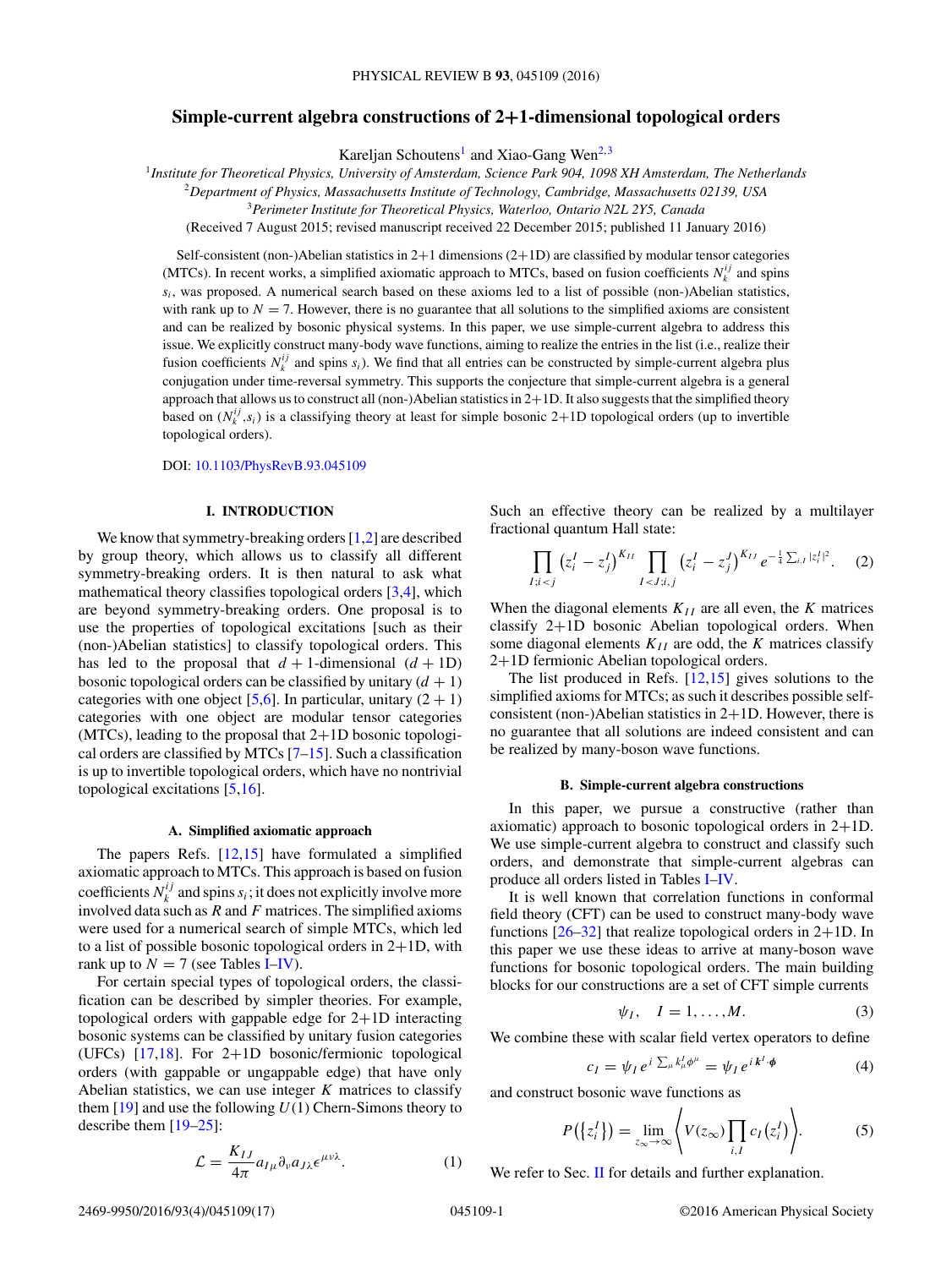# Simple-current algebra constructions of 2+1-dimensional topological orders

Kareljan Schoutens[1] and Xiao-Gang Wen[2,3]

[1]*Institute for Theoretical Physics, University of Amsterdam, Science Park 904, 1098 XH Amsterdam, The Netherlands*
[2]*Department of Physics, Massachusetts Institute of Technology, Cambridge, Massachusetts 02139, USA*
[3]*Perimeter Institute for Theoretical Physics, Waterloo, Ontario N2L 2Y5, Canada*

(Received 7 August 2015; revised manuscript received 22 December 2015; published 11 January 2016)

Self-consistent (non-)Abelian statistics in 2+1 dimensions (2+1D) are classified by modular tensor categories (MTCs). In recent works, a simplified axiomatic approach to MTCs, based on fusion coefficients $N^{ij}_k$ and spins $s_i$, was proposed. A numerical search based on these axioms led to a list of possible (non-)Abelian statistics, with rank up to $N = 7$. However, there is no guarantee that all solutions to the simplified axioms are consistent and can be realized by bosonic physical systems. In this paper, we use simple-current algebra to address this issue. We explicitly construct many-body wave functions, aiming to realize the entries in the list (i.e., realize their fusion coefficients $N^{ij}_k$ and spins $s_i$). We find that all entries can be constructed by simple-current algebra plus conjugation under time-reversal symmetry. This supports the conjecture that simple-current algebra is a general approach that allows us to construct all (non-)Abelian statistics in 2+1D. It also suggests that the simplified theory based on $(N^{ij}_k, s_i)$ is a classifying theory at least for simple bosonic 2+1D topological orders (up to invertible topological orders).

DOI: 10.1103/PhysRevB.93.045109

## I. INTRODUCTION

We know that symmetry-breaking orders [1,2] are described by group theory, which allows us to classify all different symmetry-breaking orders. It is then natural to ask what mathematical theory classifies topological orders [3,4], which are beyond symmetry-breaking orders. One proposal is to use the properties of topological excitations [such as their (non-)Abelian statistics] to classify topological orders. This has led to the proposal that $d+1$-dimensional ($d+1$D) bosonic topological orders can be classified by unitary $(d+1)$ categories with one object [5,6]. In particular, unitary $(2+1)$ categories with one object are modular tensor categories (MTCs), leading to the proposal that 2+1D bosonic topological orders are classified by MTCs [7–15]. Such a classification is up to invertible topological orders, which have no nontrivial topological excitations [5,16].

### A. Simplified axiomatic approach

The papers Refs. [12,15] have formulated a simplified axiomatic approach to MTCs. This approach is based on fusion coefficients $N^{ij}_k$ and spins $s_i$; it does not explicitly involve more involved data such as $R$ and $F$ matrices. The simplified axioms were used for a numerical search of simple MTCs, which led to a list of possible bosonic topological orders in 2+1D, with rank up to $N = 7$ (see Tables I–IV).

For certain special types of topological orders, the classification can be described by simpler theories. For example, topological orders with gappable edge for 2+1D interacting bosonic systems can be classified by unitary fusion categories (UFCs) [17,18]. For 2+1D bosonic/fermionic topological orders (with gappable or ungappable edge) that have only Abelian statistics, we can use integer $K$ matrices to classify them [19] and use the following $U(1)$ Chern-Simons theory to describe them [19–25]:

$$\mathcal{L} = \frac{K_{IJ}}{4\pi} a_{I\mu}\partial_\nu a_{J\lambda}\epsilon^{\mu\nu\lambda}. \tag{1}$$

Such an effective theory can be realized by a multilayer fractional quantum Hall state:

$$\prod_{I;i<j}\left(z_i^I - z_j^I\right)^{K_{II}} \prod_{I<J;i,j}\left(z_i^I - z_j^J\right)^{K_{IJ}} e^{-\frac{1}{4}\sum_{i,I}|z_i^I|^2}. \tag{2}$$

When the diagonal elements $K_{II}$ are all even, the $K$ matrices classify 2+1D bosonic Abelian topological orders. When some diagonal elements $K_{II}$ are odd, the $K$ matrices classify 2+1D fermionic Abelian topological orders.

The list produced in Refs. [12,15] gives solutions to the simplified axioms for MTCs; as such it describes possible self-consistent (non-)Abelian statistics in 2+1D. However, there is no guarantee that all solutions are indeed consistent and can be realized by many-boson wave functions.

### B. Simple-current algebra constructions

In this paper, we pursue a constructive (rather than axiomatic) approach to bosonic topological orders in 2+1D. We use simple-current algebra to construct and classify such orders, and demonstrate that simple-current algebras can produce all orders listed in Tables I–IV.

It is well known that correlation functions in conformal field theory (CFT) can be used to construct many-body wave functions [26–32] that realize topological orders in 2+1D. In this paper we use these ideas to arrive at many-boson wave functions for bosonic topological orders. The main building blocks for our constructions are a set of CFT simple currents

$$\psi_I, \quad I = 1,\ldots,M. \tag{3}$$

We combine these with scalar field vertex operators to define

$$c_I = \psi_I\, e^{i\sum_\mu k^I_\mu \phi^\mu} = \psi_I\, e^{i\boldsymbol{k}^I\cdot\boldsymbol{\phi}} \tag{4}$$

and construct bosonic wave functions as

$$P\left(\{z_i^I\}\right) = \lim_{z_\infty\to\infty}\left\langle V(z_\infty)\prod_{i,I} c_I\left(z_i^I\right)\right\rangle. \tag{5}$$

We refer to Sec. II for details and further explanation.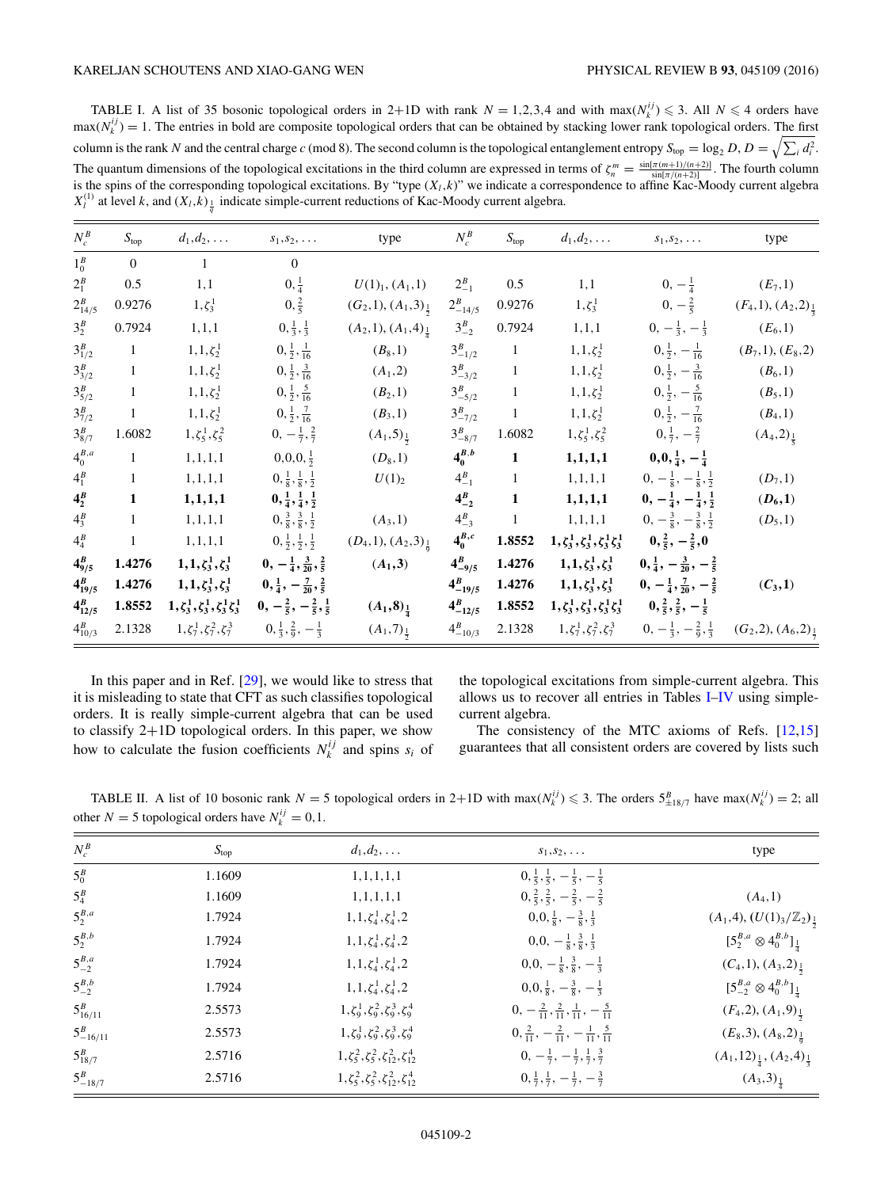TABLE I. A list of 35 bosonic topological orders in 2+1D with rank $N = 1,2,3,4$ and with $\max(N_k^{ij}) \leqslant 3$. All $N \leqslant 4$ orders have $\max(N_k^{ij}) = 1$. The entries in bold are composite topological orders that can be obtained by stacking lower rank topological orders. The first column is the rank $N$ and the central charge $c$ (mod 8). The second column is the topological entanglement entropy $S_{\text{top}} = \log_2 D$, $D = \sqrt{\sum_i d_i^2}$. The quantum dimensions of the topological excitations in the third column are expressed in terms of $\zeta_n^m = \frac{\sin[\pi(m+1)/(n+2)]}{\sin[\pi/(n+2)]}$. The fourth column is the spins of the corresponding topological excitations. By "type $(X_l,k)$" we indicate a correspondence to affine Kac-Moody current algebra $X_l^{(1)}$ at level $k$, and $(X_l,k)_{\frac{1}{q}}$ indicate simple-current reductions of Kac-Moody current algebra.

| $N_c^B$ | $S_{\text{top}}$ | $d_1,d_2,\ldots$ | $s_1,s_2,\ldots$ | type | $N_c^B$ | $S_{\text{top}}$ | $d_1,d_2,\ldots$ | $s_1,s_2,\ldots$ | type |
|---|---|---|---|---|---|---|---|---|---|
| $1_0^B$ | 0 | 1 | 0 | | | | | | |
| $2_1^B$ | 0.5 | 1,1 | $0,\frac{1}{4}$ | $U(1)_1,(A_1,1)$ | $2_{-1}^B$ | 0.5 | 1,1 | $0,-\frac{1}{4}$ | $(E_7,1)$ |
| $2_{14/5}^B$ | 0.9276 | $1,\zeta_3^1$ | $0,\frac{2}{5}$ | $(G_2,1),(A_1,3)_{\frac{1}{2}}$ | $2_{-14/5}^B$ | 0.9276 | $1,\zeta_3^1$ | $0,-\frac{2}{5}$ | $(F_4,1),(A_2,2)_{\frac{1}{3}}$ |
| $3_2^B$ | 0.7924 | 1,1,1 | $0,\frac{1}{3},\frac{1}{3}$ | $(A_2,1),(A_1,4)_{\frac{1}{4}}$ | $3_{-2}^B$ | 0.7924 | 1,1,1 | $0,-\frac{1}{3},-\frac{1}{3}$ | $(E_6,1)$ |
| $3_{1/2}^B$ | 1 | $1,1,\zeta_2^1$ | $0,\frac{1}{2},\frac{1}{16}$ | $(B_8,1)$ | $3_{-1/2}^B$ | 1 | $1,1,\zeta_2^1$ | $0,\frac{1}{2},-\frac{1}{16}$ | $(B_7,1),(E_8,2)$ |
| $3_{3/2}^B$ | 1 | $1,1,\zeta_2^1$ | $0,\frac{1}{2},\frac{3}{16}$ | $(A_1,2)$ | $3_{-3/2}^B$ | 1 | $1,1,\zeta_2^1$ | $0,\frac{1}{2},-\frac{3}{16}$ | $(B_6,1)$ |
| $3_{5/2}^B$ | 1 | $1,1,\zeta_2^1$ | $0,\frac{1}{2},\frac{5}{16}$ | $(B_2,1)$ | $3_{-5/2}^B$ | 1 | $1,1,\zeta_2^1$ | $0,\frac{1}{2},-\frac{5}{16}$ | $(B_5,1)$ |
| $3_{7/2}^B$ | 1 | $1,1,\zeta_2^1$ | $0,\frac{1}{2},\frac{7}{16}$ | $(B_3,1)$ | $3_{-7/2}^B$ | 1 | $1,1,\zeta_2^1$ | $0,\frac{1}{2},-\frac{7}{16}$ | $(B_4,1)$ |
| $3_{8/7}^B$ | 1.6082 | $1,\zeta_5^1,\zeta_5^2$ | $0,-\frac{1}{7},\frac{2}{7}$ | $(A_1,5)_{\frac{1}{2}}$ | $3_{-8/7}^B$ | 1.6082 | $1,\zeta_5^1,\zeta_5^2$ | $0,\frac{1}{7},-\frac{2}{7}$ | $(A_4,2)_{\frac{1}{5}}$ |
| $4_0^{B,a}$ | 1 | 1,1,1,1 | $0,0,0,\frac{1}{2}$ | $(D_8,1)$ | $\mathbf{4_0^{B,b}}$ | **1** | **1,1,1,1** | $\mathbf{0,0,\frac{1}{4},-\frac{1}{4}}$ | |
| $4_1^B$ | 1 | 1,1,1,1 | $0,\frac{1}{8},\frac{1}{8},\frac{1}{2}$ | $U(1)_2$ | $4_{-1}^B$ | 1 | 1,1,1,1 | $0,-\frac{1}{8},-\frac{1}{8},\frac{1}{2}$ | $(D_7,1)$ |
| $\mathbf{4_2^B}$ | **1** | **1,1,1,1** | $\mathbf{0,\frac{1}{4},\frac{1}{4},\frac{1}{2}}$ | | $\mathbf{4_{-2}^B}$ | **1** | **1,1,1,1** | $\mathbf{0,-\frac{1}{4},-\frac{1}{4},\frac{1}{2}}$ | $\mathbf{(D_6,1)}$ |
| $4_3^B$ | 1 | 1,1,1,1 | $0,\frac{3}{8},\frac{3}{8},\frac{1}{2}$ | $(A_3,1)$ | $4_{-3}^B$ | 1 | 1,1,1,1 | $0,-\frac{3}{8},-\frac{3}{8},\frac{1}{2}$ | $(D_5,1)$ |
| $4_4^B$ | 1 | 1,1,1,1 | $0,\frac{1}{2},\frac{1}{2},\frac{1}{2}$ | $(D_4,1),(A_2,3)_{\frac{1}{3}}$ | $\mathbf{4_0^{B,c}}$ | **1.8552** | $\mathbf{1,\zeta_3^1,\zeta_3^1,\zeta_3^1\zeta_3^1}$ | $\mathbf{0,\frac{2}{5},-\frac{2}{5},0}$ | |
| $\mathbf{4_{9/5}^B}$ | **1.4276** | $\mathbf{1,1,\zeta_3^1,\zeta_3^1}$ | $\mathbf{0,-\frac{1}{4},\frac{3}{20},\frac{2}{5}}$ | $\mathbf{(A_1,3)}$ | $\mathbf{4_{-9/5}^B}$ | **1.4276** | $\mathbf{1,1,\zeta_3^1,\zeta_3^1}$ | $\mathbf{0,\frac{1}{4},-\frac{3}{20},-\frac{2}{5}}$ | |
| $\mathbf{4_{19/5}^B}$ | **1.4276** | $\mathbf{1,1,\zeta_3^1,\zeta_3^1}$ | $\mathbf{0,\frac{1}{4},-\frac{7}{20},\frac{2}{5}}$ | | $\mathbf{4_{-19/5}^B}$ | **1.4276** | $\mathbf{1,1,\zeta_3^1,\zeta_3^1}$ | $\mathbf{0,-\frac{1}{4},\frac{7}{20},-\frac{2}{5}}$ | $\mathbf{(C_3,1)}$ |
| $\mathbf{4_{12/5}^B}$ | **1.8552** | $\mathbf{1,\zeta_3^1,\zeta_3^1,\zeta_3^1\zeta_3^1}$ | $\mathbf{0,-\frac{2}{5},-\frac{2}{5},\frac{1}{5}}$ | $\mathbf{(A_1,8)_{\frac{1}{4}}}$ | $\mathbf{4_{-12/5}^B}$ | **1.8552** | $\mathbf{1,\zeta_3^1,\zeta_3^1,\zeta_3^1\zeta_3^1}$ | $\mathbf{0,\frac{2}{5},\frac{2}{5},-\frac{1}{5}}$ | |
| $4_{10/3}^B$ | 2.1328 | $1,\zeta_7^1,\zeta_7^2,\zeta_7^3$ | $0,\frac{1}{3},\frac{2}{9},-\frac{1}{3}$ | $(A_1,7)_{\frac{1}{2}}$ | $4_{-10/3}^B$ | 2.1328 | $1,\zeta_7^1,\zeta_7^2,\zeta_7^3$ | $0,-\frac{1}{3},-\frac{2}{9},\frac{1}{3}$ | $(G_2,2),(A_6,2)_{\frac{1}{7}}$ |

In this paper and in Ref. [29], we would like to stress that it is misleading to state that CFT as such classifies topological orders. It is really simple-current algebra that can be used to classify 2+1D topological orders. In this paper, we show how to calculate the fusion coefficients $N_k^{ij}$ and spins $s_i$ of the topological excitations from simple-current algebra. This allows us to recover all entries in Tables I–IV using simple-current algebra.

The consistency of the MTC axioms of Refs. [12,15] guarantees that all consistent orders are covered by lists such

TABLE II. A list of 10 bosonic rank $N = 5$ topological orders in 2+1D with $\max(N_k^{ij}) \leqslant 3$. The orders $5_{\pm 18/7}^B$ have $\max(N_k^{ij}) = 2$; all other $N = 5$ topological orders have $N_k^{ij} = 0,1$.

| $N_c^B$ | $S_{\text{top}}$ | $d_1,d_2,\ldots$ | $s_1,s_2,\ldots$ | type |
|---|---|---|---|---|
| $5_0^B$ | 1.1609 | 1,1,1,1,1 | $0,\frac{1}{5},\frac{1}{5},-\frac{1}{5},-\frac{1}{5}$ | |
| $5_4^B$ | 1.1609 | 1,1,1,1,1 | $0,\frac{2}{5},\frac{2}{5},-\frac{2}{5},-\frac{2}{5}$ | $(A_4,1)$ |
| $5_2^{B,a}$ | 1.7924 | $1,1,\zeta_4^1,\zeta_4^1,2$ | $0,0,\frac{1}{8},-\frac{3}{8},\frac{1}{3}$ | $(A_1,4),(U(1)_3/\mathbb{Z}_2)_{\frac{1}{2}}$ |
| $5_2^{B,b}$ | 1.7924 | $1,1,\zeta_4^1,\zeta_4^1,2$ | $0,0,-\frac{1}{8},\frac{3}{8},\frac{1}{3}$ | $[5_2^{B,a}\otimes 4_0^{B,b}]_{\frac{1}{4}}$ |
| $5_{-2}^{B,a}$ | 1.7924 | $1,1,\zeta_4^1,\zeta_4^1,2$ | $0,0,-\frac{1}{8},\frac{3}{8},-\frac{1}{3}$ | $(C_4,1),(A_3,2)_{\frac{1}{2}}$ |
| $5_{-2}^{B,b}$ | 1.7924 | $1,1,\zeta_4^1,\zeta_4^1,2$ | $0,0,\frac{1}{8},-\frac{3}{8},-\frac{1}{3}$ | $[5_{-2}^{B,a}\otimes 4_0^{B,b}]_{\frac{1}{4}}$ |
| $5_{16/11}^B$ | 2.5573 | $1,\zeta_9^1,\zeta_9^2,\zeta_9^3,\zeta_9^4$ | $0,-\frac{2}{11},\frac{2}{11},\frac{1}{11},-\frac{5}{11}$ | $(F_4,2),(A_1,9)_{\frac{1}{2}}$ |
| $5_{-16/11}^B$ | 2.5573 | $1,\zeta_9^1,\zeta_9^2,\zeta_9^3,\zeta_9^4$ | $0,\frac{2}{11},-\frac{2}{11},-\frac{1}{11},\frac{5}{11}$ | $(E_8,3),(A_8,2)_{\frac{1}{9}}$ |
| $5_{18/7}^B$ | 2.5716 | $1,\zeta_5^2,\zeta_5^2,\zeta_{12}^2,\zeta_{12}^4$ | $0,-\frac{1}{7},-\frac{1}{7},\frac{1}{7},\frac{3}{7}$ | $(A_1,12)_{\frac{1}{4}},(A_2,4)_{\frac{1}{3}}$ |
| $5_{-18/7}^B$ | 2.5716 | $1,\zeta_5^2,\zeta_5^2,\zeta_{12}^2,\zeta_{12}^4$ | $0,\frac{1}{7},\frac{1}{7},-\frac{1}{7},-\frac{3}{7}$ | $(A_3,3)_{\frac{1}{4}}$ |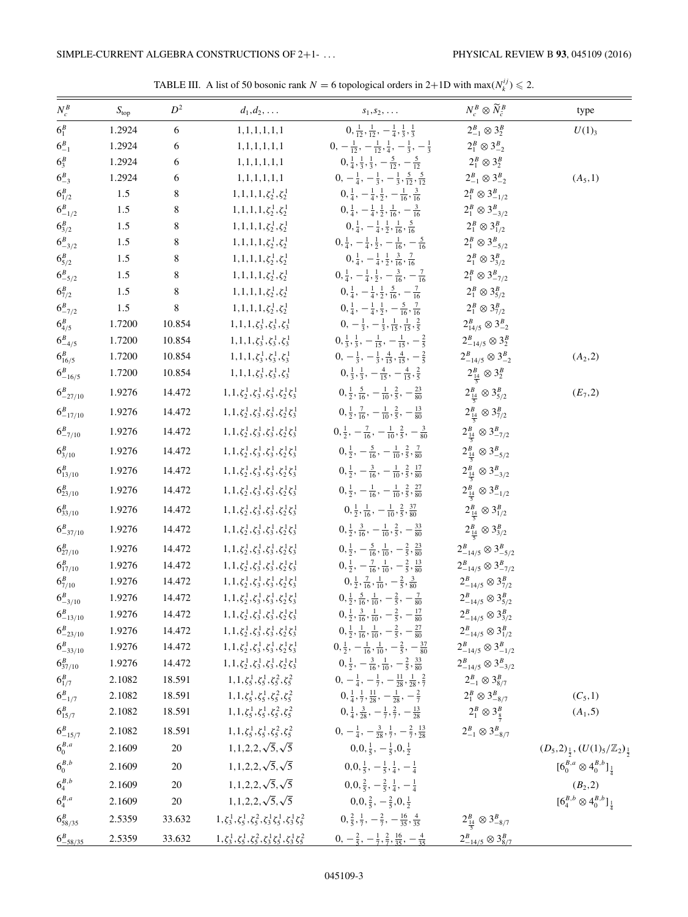TABLE III. A list of 50 bosonic rank $N = 6$ topological orders in 2+1D with $\max(N_k^{ij}) \leqslant 2$.

| $N_c^B$ | $S_{\text{top}}$ | $D^2$ | $d_1, d_2, \ldots$ | $s_1, s_2, \ldots$ | $N_c^B \otimes \widetilde{N}_{\tilde{c}}^B$ | type |
|---|---|---|---|---|---|---|
| $6_1^B$ | 1.2924 | 6 | $1,1,1,1,1,1$ | $0, \frac{1}{12}, \frac{1}{12}, -\frac{1}{4}, \frac{1}{3}, \frac{1}{3}$ | $2_{-1}^B \otimes 3_2^B$ | $U(1)_3$ |
| $6_{-1}^B$ | 1.2924 | 6 | $1,1,1,1,1,1$ | $0, -\frac{1}{12}, -\frac{1}{12}, \frac{1}{4}, -\frac{1}{3}, -\frac{1}{3}$ | $2_1^B \otimes 3_{-2}^B$ | |
| $6_3^B$ | 1.2924 | 6 | $1,1,1,1,1,1$ | $0, \frac{1}{4}, \frac{1}{3}, \frac{1}{3}, -\frac{5}{12}, -\frac{5}{12}$ | $2_1^B \otimes 3_2^B$ | |
| $6_{-3}^B$ | 1.2924 | 6 | $1,1,1,1,1,1$ | $0, -\frac{1}{4}, -\frac{1}{3}, -\frac{1}{3}, \frac{5}{12}, \frac{5}{12}$ | $2_{-1}^B \otimes 3_{-2}^B$ | $(A_5, 1)$ |
| $6_{1/2}^B$ | 1.5 | 8 | $1,1,1,1,\zeta_2^1,\zeta_2^1$ | $0, \frac{1}{4}, -\frac{1}{4}, \frac{1}{2}, -\frac{1}{16}, \frac{3}{16}$ | $2_1^B \otimes 3_{-1/2}^B$ | |
| $6_{-1/2}^B$ | 1.5 | 8 | $1,1,1,1,\zeta_2^1,\zeta_2^1$ | $0, \frac{1}{4}, -\frac{1}{4}, \frac{1}{2}, \frac{1}{16}, -\frac{3}{16}$ | $2_1^B \otimes 3_{-3/2}^B$ | |
| $6_{3/2}^B$ | 1.5 | 8 | $1,1,1,1,\zeta_2^1,\zeta_2^1$ | $0, \frac{1}{4}, -\frac{1}{4}, \frac{1}{2}, \frac{1}{16}, \frac{5}{16}$ | $2_1^B \otimes 3_{1/2}^B$ | |
| $6_{-3/2}^B$ | 1.5 | 8 | $1,1,1,1,\zeta_2^1,\zeta_2^1$ | $0, \frac{1}{4}, -\frac{1}{4}, \frac{1}{2}, -\frac{1}{16}, -\frac{5}{16}$ | $2_1^B \otimes 3_{-5/2}^B$ | |
| $6_{5/2}^B$ | 1.5 | 8 | $1,1,1,1,\zeta_2^1,\zeta_2^1$ | $0, \frac{1}{4}, -\frac{1}{4}, \frac{1}{2}, \frac{3}{16}, \frac{7}{16}$ | $2_1^B \otimes 3_{3/2}^B$ | |
| $6_{-5/2}^B$ | 1.5 | 8 | $1,1,1,1,\zeta_2^1,\zeta_2^1$ | $0, \frac{1}{4}, -\frac{1}{4}, \frac{1}{2}, -\frac{3}{16}, -\frac{7}{16}$ | $2_1^B \otimes 3_{-7/2}^B$ | |
| $6_{7/2}^B$ | 1.5 | 8 | $1,1,1,1,\zeta_2^1,\zeta_2^1$ | $0, \frac{1}{4}, -\frac{1}{4}, \frac{1}{2}, \frac{5}{16}, -\frac{7}{16}$ | $2_1^B \otimes 3_{5/2}^B$ | |
| $6_{-7/2}^B$ | 1.5 | 8 | $1,1,1,1,\zeta_2^1,\zeta_2^1$ | $0, \frac{1}{4}, -\frac{1}{4}, \frac{1}{2}, -\frac{5}{16}, \frac{7}{16}$ | $2_1^B \otimes 3_{7/2}^B$ | |
| $6_{4/5}^B$ | 1.7200 | 10.854 | $1,1,1,\zeta_3^1,\zeta_3^1,\zeta_3^1$ | $0, -\frac{1}{3}, -\frac{1}{3}, \frac{1}{15}, \frac{1}{15}, \frac{2}{5}$ | $2_{14/5}^B \otimes 3_{-2}^B$ | |
| $6_{-4/5}^B$ | 1.7200 | 10.854 | $1,1,1,\zeta_3^1,\zeta_3^1,\zeta_3^1$ | $0, \frac{1}{3}, \frac{1}{3}, -\frac{1}{15}, -\frac{1}{15}, -\frac{2}{5}$ | $2_{-14/5}^B \otimes 3_2^B$ | |
| $6_{16/5}^B$ | 1.7200 | 10.854 | $1,1,1,\zeta_3^1,\zeta_3^1,\zeta_3^1$ | $0, -\frac{1}{3}, -\frac{1}{3}, \frac{4}{15}, \frac{4}{15}, -\frac{2}{5}$ | $2_{-14/5}^B \otimes 3_{-2}^B$ | $(A_2, 2)$ |
| $6_{-16/5}^B$ | 1.7200 | 10.854 | $1,1,1,\zeta_3^1,\zeta_3^1,\zeta_3^1$ | $0, \frac{1}{3}, \frac{1}{3}, -\frac{4}{15}, -\frac{4}{15}, \frac{2}{5}$ | $2_{\frac{14}{5}}^B \otimes 3_2^B$ | |
| $6_{-27/10}^B$ | 1.9276 | 14.472 | $1,1,\zeta_2^1,\zeta_3^1,\zeta_3^1,\zeta_2^1\zeta_3^1$ | $0, \frac{1}{2}, \frac{5}{16}, -\frac{1}{10}, \frac{2}{5}, -\frac{23}{80}$ | $2_{\frac{14}{5}}^B \otimes 3_{5/2}^B$ | $(E_7, 2)$ |
| $6_{-17/10}^B$ | 1.9276 | 14.472 | $1,1,\zeta_2^1,\zeta_3^1,\zeta_3^1,\zeta_2^1\zeta_3^1$ | $0, \frac{1}{2}, \frac{7}{16}, -\frac{1}{10}, \frac{2}{5}, -\frac{13}{80}$ | $2_{\frac{14}{5}}^B \otimes 3_{7/2}^B$ | |
| $6_{-7/10}^B$ | 1.9276 | 14.472 | $1,1,\zeta_2^1,\zeta_3^1,\zeta_3^1,\zeta_2^1\zeta_3^1$ | $0, \frac{1}{2}, -\frac{7}{16}, -\frac{1}{10}, \frac{2}{5}, -\frac{3}{80}$ | $2_{\frac{14}{5}}^B \otimes 3_{-7/2}^B$ | |
| $6_{3/10}^B$ | 1.9276 | 14.472 | $1,1,\zeta_2^1,\zeta_3^1,\zeta_3^1,\zeta_2^1\zeta_3^1$ | $0, \frac{1}{2}, -\frac{5}{16}, -\frac{1}{10}, \frac{2}{5}, \frac{7}{80}$ | $2_{\frac{14}{5}}^B \otimes 3_{-5/2}^B$ | |
| $6_{13/10}^B$ | 1.9276 | 14.472 | $1,1,\zeta_2^1,\zeta_3^1,\zeta_3^1,\zeta_2^1\zeta_3^1$ | $0, \frac{1}{2}, -\frac{3}{16}, -\frac{1}{10}, \frac{2}{5}, \frac{17}{80}$ | $2_{\frac{14}{5}}^B \otimes 3_{-3/2}^B$ | |
| $6_{23/10}^B$ | 1.9276 | 14.472 | $1,1,\zeta_2^1,\zeta_3^1,\zeta_3^1,\zeta_2^1\zeta_3^1$ | $0, \frac{1}{2}, -\frac{1}{16}, -\frac{1}{10}, \frac{2}{5}, \frac{27}{80}$ | $2_{\frac{14}{5}}^B \otimes 3_{-1/2}^B$ | |
| $6_{33/10}^B$ | 1.9276 | 14.472 | $1,1,\zeta_2^1,\zeta_3^1,\zeta_3^1,\zeta_2^1\zeta_3^1$ | $0, \frac{1}{2}, \frac{1}{16}, -\frac{1}{10}, \frac{2}{5}, \frac{37}{80}$ | $2_{\frac{14}{5}}^B \otimes 3_{1/2}^B$ | |
| $6_{-37/10}^B$ | 1.9276 | 14.472 | $1,1,\zeta_2^1,\zeta_3^1,\zeta_3^1,\zeta_2^1\zeta_3^1$ | $0, \frac{1}{2}, \frac{3}{16}, -\frac{1}{10}, \frac{2}{5}, -\frac{33}{80}$ | $2_{\frac{14}{5}}^B \otimes 3_{3/2}^B$ | |
| $6_{27/10}^B$ | 1.9276 | 14.472 | $1,1,\zeta_2^1,\zeta_3^1,\zeta_3^1,\zeta_2^1\zeta_3^1$ | $0, \frac{1}{2}, -\frac{5}{16}, \frac{1}{10}, -\frac{2}{5}, \frac{23}{80}$ | $2_{-14/5}^B \otimes 3_{-5/2}^B$ | |
| $6_{17/10}^B$ | 1.9276 | 14.472 | $1,1,\zeta_2^1,\zeta_3^1,\zeta_3^1,\zeta_2^1\zeta_3^1$ | $0, \frac{1}{2}, -\frac{7}{16}, \frac{1}{10}, -\frac{2}{5}, \frac{13}{80}$ | $2_{-14/5}^B \otimes 3_{-7/2}^B$ | |
| $6_{7/10}^B$ | 1.9276 | 14.472 | $1,1,\zeta_2^1,\zeta_3^1,\zeta_3^1,\zeta_2^1\zeta_3^1$ | $0, \frac{1}{2}, \frac{7}{16}, \frac{1}{10}, -\frac{2}{5}, \frac{3}{80}$ | $2_{-14/5}^B \otimes 3_{7/2}^B$ | |
| $6_{-3/10}^B$ | 1.9276 | 14.472 | $1,1,\zeta_2^1,\zeta_3^1,\zeta_3^1,\zeta_2^1\zeta_3^1$ | $0, \frac{1}{2}, \frac{5}{16}, \frac{1}{10}, -\frac{2}{5}, -\frac{7}{80}$ | $2_{-14/5}^B \otimes 3_{5/2}^B$ | |
| $6_{-13/10}^B$ | 1.9276 | 14.472 | $1,1,\zeta_2^1,\zeta_3^1,\zeta_3^1,\zeta_2^1\zeta_3^1$ | $0, \frac{1}{2}, \frac{3}{16}, \frac{1}{10}, -\frac{2}{5}, -\frac{17}{80}$ | $2_{-14/5}^B \otimes 3_{3/2}^B$ | |
| $6_{-23/10}^B$ | 1.9276 | 14.472 | $1,1,\zeta_2^1,\zeta_3^1,\zeta_3^1,\zeta_2^1\zeta_3^1$ | $0, \frac{1}{2}, \frac{1}{16}, \frac{1}{10}, -\frac{2}{5}, -\frac{27}{80}$ | $2_{-14/5}^B \otimes 3_{1/2}^B$ | |
| $6_{-33/10}^B$ | 1.9276 | 14.472 | $1,1,\zeta_2^1,\zeta_3^1,\zeta_3^1,\zeta_2^1\zeta_3^1$ | $0, \frac{1}{2}, -\frac{1}{16}, \frac{1}{10}, -\frac{2}{5}, -\frac{37}{80}$ | $2_{-14/5}^B \otimes 3_{-1/2}^B$ | |
| $6_{37/10}^B$ | 1.9276 | 14.472 | $1,1,\zeta_2^1,\zeta_3^1,\zeta_3^1,\zeta_2^1\zeta_3^1$ | $0, \frac{1}{2}, -\frac{3}{16}, \frac{1}{10}, -\frac{2}{5}, \frac{33}{80}$ | $2_{-14/5}^B \otimes 3_{-3/2}^B$ | |
| $6_{1/7}^B$ | 2.1082 | 18.591 | $1,1,\zeta_5^1,\zeta_5^1,\zeta_5^2,\zeta_5^2$ | $0, -\frac{1}{4}, -\frac{1}{7}, -\frac{11}{28}, \frac{1}{28}, \frac{2}{7}$ | $2_{-1}^B \otimes 3_{8/7}^B$ | |
| $6_{-1/7}^B$ | 2.1082 | 18.591 | $1,1,\zeta_5^1,\zeta_5^1,\zeta_5^2,\zeta_5^2$ | $0, \frac{1}{4}, \frac{1}{7}, \frac{11}{28}, -\frac{1}{28}, -\frac{2}{7}$ | $2_1^B \otimes 3_{-8/7}^B$ | $(C_5, 1)$ |
| $6_{15/7}^B$ | 2.1082 | 18.591 | $1,1,\zeta_5^1,\zeta_5^1,\zeta_5^2,\zeta_5^2$ | $0, \frac{1}{4}, \frac{3}{28}, -\frac{1}{7}, \frac{2}{7}, -\frac{13}{28}$ | $2_1^B \otimes 3_{\frac{8}{7}}^B$ | $(A_1, 5)$ |
| $6_{-15/7}^B$ | 2.1082 | 18.591 | $1,1,\zeta_5^1,\zeta_5^1,\zeta_5^2,\zeta_5^2$ | $0, -\frac{1}{4}, -\frac{3}{28}, \frac{1}{7}, -\frac{2}{7}, \frac{13}{28}$ | $2_{-1}^B \otimes 3_{-8/7}^B$ | |
| $6_0^{B,a}$ | 2.1609 | 20 | $1,1,2,2,\sqrt{5},\sqrt{5}$ | $0, 0, \frac{1}{5}, -\frac{1}{5}, 0, \frac{1}{2}$ | | $(D_5, 2)_{\frac{1}{2}}, (U(1)_5/\mathbb{Z}_2)_{\frac{1}{2}}$ |
| $6_0^{B,b}$ | 2.1609 | 20 | $1,1,2,2,\sqrt{5},\sqrt{5}$ | $0, 0, \frac{1}{5}, -\frac{1}{5}, \frac{1}{4}, -\frac{1}{4}$ | | $[6_0^{B,a} \otimes 4_0^{B,b}]_{\frac{1}{4}}$ |
| $6_4^{B,b}$ | 2.1609 | 20 | $1,1,2,2,\sqrt{5},\sqrt{5}$ | $0, 0, \frac{2}{5}, -\frac{2}{5}, \frac{1}{4}, -\frac{1}{4}$ | | $(B_2, 2)$ |
| $6_4^{B,a}$ | 2.1609 | 20 | $1,1,2,2,\sqrt{5},\sqrt{5}$ | $0, 0, \frac{2}{5}, -\frac{2}{5}, 0, \frac{1}{2}$ | | $[6_4^{B,b} \otimes 4_0^{B,b}]_{\frac{1}{4}}$ |
| $6_{58/35}^B$ | 2.5359 | 33.632 | $1,\zeta_3^1,\zeta_5^1,\zeta_5^2,\zeta_3^1\zeta_5^1,\zeta_3^1\zeta_5^2$ | $0, \frac{2}{5}, \frac{1}{7}, -\frac{2}{7}, -\frac{16}{35}, \frac{4}{35}$ | $2_{\frac{14}{5}}^B \otimes 3_{-8/7}^B$ | |
| $6_{-58/35}^B$ | 2.5359 | 33.632 | $1,\zeta_3^1,\zeta_5^1,\zeta_5^2,\zeta_3^1\zeta_5^1,\zeta_3^1\zeta_5^2$ | $0, -\frac{2}{5}, -\frac{1}{7}, \frac{2}{7}, \frac{16}{35}, -\frac{4}{35}$ | $2_{-14/5}^B \otimes 3_{8/7}^B$ | |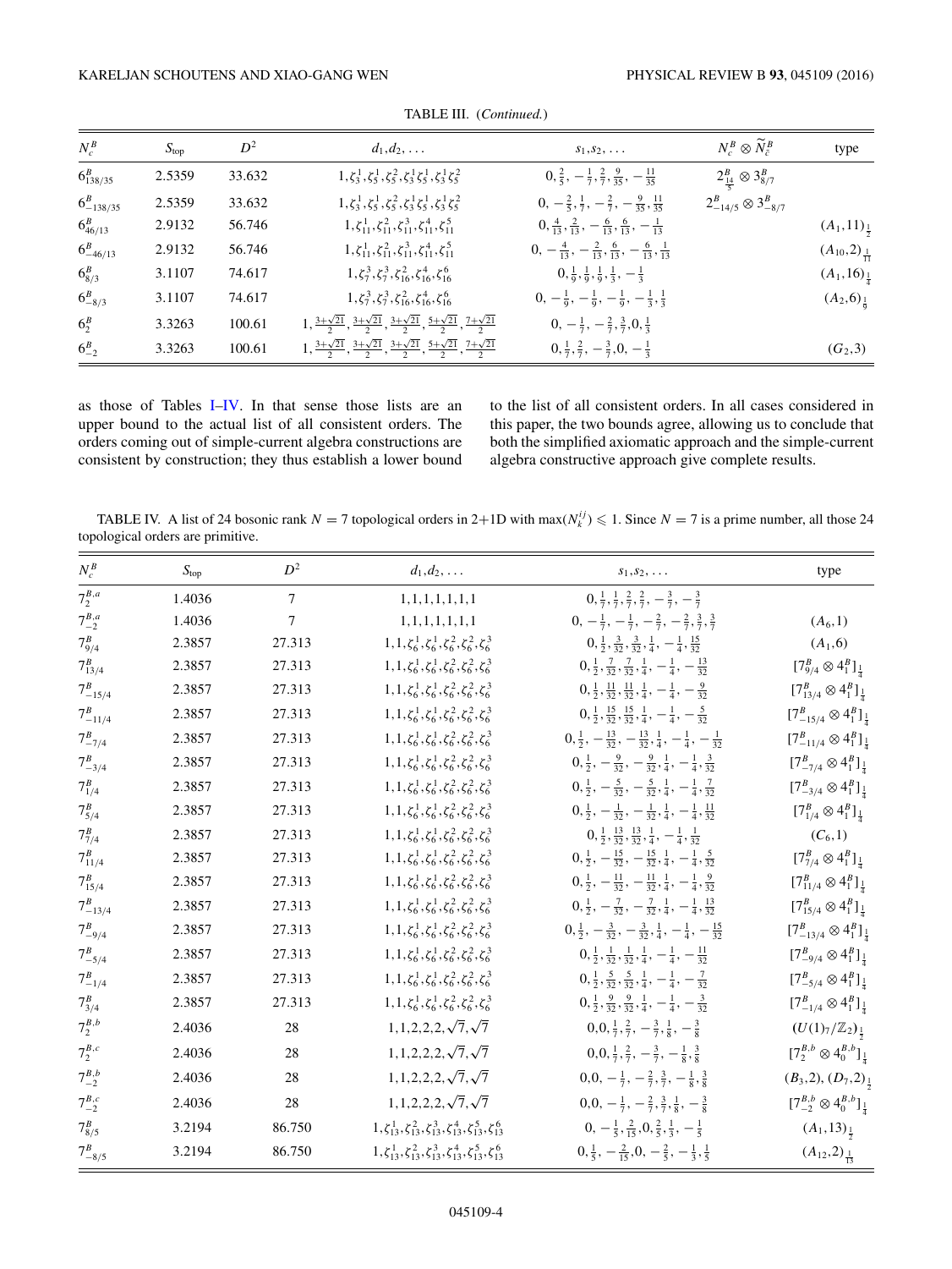TABLE III. (*Continued.*)

| $N_c^B$ | $S_{\text{top}}$ | $D^2$ | $d_1,d_2,\ldots$ | $s_1,s_2,\ldots$ | $N_c^B \otimes \widetilde{N}_{\tilde{c}}^B$ | type |
|---|---|---|---|---|---|---|
| $6^B_{138/35}$ | 2.5359 | 33.632 | $1,\zeta_3^1,\zeta_5^1,\zeta_5^2,\zeta_3^1\zeta_5^1,\zeta_3^1\zeta_5^2$ | $0,\frac{2}{5},-\frac{1}{7},\frac{2}{7},\frac{9}{35},-\frac{11}{35}$ | $2^B_{\frac{14}{5}} \otimes 3^B_{8/7}$ | |
| $6^B_{-138/35}$ | 2.5359 | 33.632 | $1,\zeta_3^1,\zeta_5^1,\zeta_5^2,\zeta_3^1\zeta_5^1,\zeta_3^1\zeta_5^2$ | $0,-\frac{2}{5},\frac{1}{7},-\frac{2}{7},-\frac{9}{35},\frac{11}{35}$ | $2^B_{-14/5} \otimes 3^B_{-8/7}$ | |
| $6^B_{46/13}$ | 2.9132 | 56.746 | $1,\zeta_{11}^1,\zeta_{11}^2,\zeta_{11}^3,\zeta_{11}^4,\zeta_{11}^5$ | $0,\frac{4}{13},\frac{2}{13},-\frac{6}{13},\frac{6}{13},-\frac{1}{13}$ | | $(A_1,11)_{\frac{1}{2}}$ |
| $6^B_{-46/13}$ | 2.9132 | 56.746 | $1,\zeta_{11}^1,\zeta_{11}^2,\zeta_{11}^3,\zeta_{11}^4,\zeta_{11}^5$ | $0,-\frac{4}{13},-\frac{2}{13},\frac{6}{13},-\frac{6}{13},\frac{1}{13}$ | | $(A_{10},2)_{\frac{1}{11}}$ |
| $6^B_{8/3}$ | 3.1107 | 74.617 | $1,\zeta_7^3,\zeta_7^3,\zeta_{16}^2,\zeta_{16}^4,\zeta_{16}^6$ | $0,\frac{1}{9},\frac{1}{9},\frac{1}{9},\frac{1}{3},-\frac{1}{3}$ | | $(A_1,16)_{\frac{1}{4}}$ |
| $6^B_{-8/3}$ | 3.1107 | 74.617 | $1,\zeta_7^3,\zeta_7^3,\zeta_{16}^2,\zeta_{16}^4,\zeta_{16}^6$ | $0,-\frac{1}{9},-\frac{1}{9},-\frac{1}{9},-\frac{1}{3},\frac{1}{3}$ | | $(A_2,6)_{\frac{1}{9}}$ |
| $6^B_2$ | 3.3263 | 100.61 | $1,\frac{3+\sqrt{21}}{2},\frac{3+\sqrt{21}}{2},\frac{3+\sqrt{21}}{2},\frac{5+\sqrt{21}}{2},\frac{7+\sqrt{21}}{2}$ | $0,-\frac{1}{7},-\frac{2}{7},\frac{3}{7},0,\frac{1}{3}$ | | |
| $6^B_{-2}$ | 3.3263 | 100.61 | $1,\frac{3+\sqrt{21}}{2},\frac{3+\sqrt{21}}{2},\frac{3+\sqrt{21}}{2},\frac{5+\sqrt{21}}{2},\frac{7+\sqrt{21}}{2}$ | $0,\frac{1}{7},\frac{2}{7},-\frac{3}{7},0,-\frac{1}{3}$ | | $(G_2,3)$ |

as those of Tables I–IV. In that sense those lists are an upper bound to the actual list of all consistent orders. The orders coming out of simple-current algebra constructions are consistent by construction; they thus establish a lower bound to the list of all consistent orders. In all cases considered in this paper, the two bounds agree, allowing us to conclude that both the simplified axiomatic approach and the simple-current algebra constructive approach give complete results.

TABLE IV. A list of 24 bosonic rank $N = 7$ topological orders in 2+1D with $\max(N_k^{ij}) \leqslant 1$. Since $N = 7$ is a prime number, all those 24 topological orders are primitive.

| $N_c^B$ | $S_{\text{top}}$ | $D^2$ | $d_1,d_2,\ldots$ | $s_1,s_2,\ldots$ | type |
|---|---|---|---|---|---|
| $7^{B,a}_2$ | 1.4036 | 7 | $1,1,1,1,1,1,1$ | $0,\frac{1}{7},\frac{1}{7},\frac{2}{7},\frac{2}{7},-\frac{3}{7},-\frac{3}{7}$ | |
| $7^{B,a}_{-2}$ | 1.4036 | 7 | $1,1,1,1,1,1,1$ | $0,-\frac{1}{7},-\frac{1}{7},-\frac{2}{7},-\frac{2}{7},\frac{3}{7},\frac{3}{7}$ | $(A_6,1)$ |
| $7^B_{9/4}$ | 2.3857 | 27.313 | $1,1,\zeta_6^1,\zeta_6^1,\zeta_6^2,\zeta_6^2,\zeta_6^3$ | $0,\frac{1}{2},\frac{3}{32},\frac{3}{32},\frac{1}{4},-\frac{1}{4},\frac{15}{32}$ | $(A_1,6)$ |
| $7^B_{13/4}$ | 2.3857 | 27.313 | $1,1,\zeta_6^1,\zeta_6^1,\zeta_6^2,\zeta_6^2,\zeta_6^3$ | $0,\frac{1}{2},\frac{7}{32},\frac{7}{32},\frac{1}{4},-\frac{1}{4},-\frac{13}{32}$ | $[7^B_{9/4} \otimes 4^B_1]_{\frac{1}{4}}$ |
| $7^B_{-15/4}$ | 2.3857 | 27.313 | $1,1,\zeta_6^1,\zeta_6^1,\zeta_6^2,\zeta_6^2,\zeta_6^3$ | $0,\frac{1}{2},\frac{11}{32},\frac{11}{32},\frac{1}{4},-\frac{1}{4},-\frac{9}{32}$ | $[7^B_{13/4} \otimes 4^B_1]_{\frac{1}{4}}$ |
| $7^B_{-11/4}$ | 2.3857 | 27.313 | $1,1,\zeta_6^1,\zeta_6^1,\zeta_6^2,\zeta_6^2,\zeta_6^3$ | $0,\frac{1}{2},\frac{15}{32},\frac{15}{32},\frac{1}{4},-\frac{1}{4},-\frac{5}{32}$ | $[7^B_{-15/4} \otimes 4^B_1]_{\frac{1}{4}}$ |
| $7^B_{-7/4}$ | 2.3857 | 27.313 | $1,1,\zeta_6^1,\zeta_6^1,\zeta_6^2,\zeta_6^2,\zeta_6^3$ | $0,\frac{1}{2},-\frac{13}{32},-\frac{13}{32},\frac{1}{4},-\frac{1}{4},-\frac{1}{32}$ | $[7^B_{-11/4} \otimes 4^B_1]_{\frac{1}{4}}$ |
| $7^B_{-3/4}$ | 2.3857 | 27.313 | $1,1,\zeta_6^1,\zeta_6^1,\zeta_6^2,\zeta_6^2,\zeta_6^3$ | $0,\frac{1}{2},-\frac{9}{32},-\frac{9}{32},\frac{1}{4},-\frac{1}{4},\frac{3}{32}$ | $[7^B_{-7/4} \otimes 4^B_1]_{\frac{1}{4}}$ |
| $7^B_{1/4}$ | 2.3857 | 27.313 | $1,1,\zeta_6^1,\zeta_6^1,\zeta_6^2,\zeta_6^2,\zeta_6^3$ | $0,\frac{1}{2},-\frac{5}{32},-\frac{5}{32},\frac{1}{4},-\frac{1}{4},\frac{7}{32}$ | $[7^B_{-3/4} \otimes 4^B_1]_{\frac{1}{4}}$ |
| $7^B_{5/4}$ | 2.3857 | 27.313 | $1,1,\zeta_6^1,\zeta_6^1,\zeta_6^2,\zeta_6^2,\zeta_6^3$ | $0,\frac{1}{2},-\frac{1}{32},-\frac{1}{32},\frac{1}{4},-\frac{1}{4},\frac{11}{32}$ | $[7^B_{1/4} \otimes 4^B_1]_{\frac{1}{4}}$ |
| $7^B_{7/4}$ | 2.3857 | 27.313 | $1,1,\zeta_6^1,\zeta_6^1,\zeta_6^2,\zeta_6^2,\zeta_6^3$ | $0,\frac{1}{2},\frac{13}{32},\frac{13}{32},\frac{1}{4},-\frac{1}{4},\frac{1}{32}$ | $(C_6,1)$ |
| $7^B_{11/4}$ | 2.3857 | 27.313 | $1,1,\zeta_6^1,\zeta_6^1,\zeta_6^2,\zeta_6^2,\zeta_6^3$ | $0,\frac{1}{2},-\frac{15}{32},-\frac{15}{32},\frac{1}{4},-\frac{1}{4},\frac{5}{32}$ | $[7^B_{7/4} \otimes 4^B_1]_{\frac{1}{4}}$ |
| $7^B_{15/4}$ | 2.3857 | 27.313 | $1,1,\zeta_6^1,\zeta_6^1,\zeta_6^2,\zeta_6^2,\zeta_6^3$ | $0,\frac{1}{2},-\frac{11}{32},-\frac{11}{32},\frac{1}{4},-\frac{1}{4},\frac{9}{32}$ | $[7^B_{11/4} \otimes 4^B_1]_{\frac{1}{4}}$ |
| $7^B_{-13/4}$ | 2.3857 | 27.313 | $1,1,\zeta_6^1,\zeta_6^1,\zeta_6^2,\zeta_6^2,\zeta_6^3$ | $0,\frac{1}{2},-\frac{7}{32},-\frac{7}{32},\frac{1}{4},-\frac{1}{4},\frac{13}{32}$ | $[7^B_{15/4} \otimes 4^B_1]_{\frac{1}{4}}$ |
| $7^B_{-9/4}$ | 2.3857 | 27.313 | $1,1,\zeta_6^1,\zeta_6^1,\zeta_6^2,\zeta_6^2,\zeta_6^3$ | $0,\frac{1}{2},-\frac{3}{32},-\frac{3}{32},\frac{1}{4},-\frac{1}{4},-\frac{15}{32}$ | $[7^B_{-13/4} \otimes 4^B_1]_{\frac{1}{4}}$ |
| $7^B_{-5/4}$ | 2.3857 | 27.313 | $1,1,\zeta_6^1,\zeta_6^1,\zeta_6^2,\zeta_6^2,\zeta_6^3$ | $0,\frac{1}{2},\frac{1}{32},\frac{1}{32},\frac{1}{4},-\frac{1}{4},-\frac{11}{32}$ | $[7^B_{-9/4} \otimes 4^B_1]_{\frac{1}{4}}$ |
| $7^B_{-1/4}$ | 2.3857 | 27.313 | $1,1,\zeta_6^1,\zeta_6^1,\zeta_6^2,\zeta_6^2,\zeta_6^3$ | $0,\frac{1}{2},\frac{5}{32},\frac{5}{32},\frac{1}{4},-\frac{1}{4},-\frac{7}{32}$ | $[7^B_{-5/4} \otimes 4^B_1]_{\frac{1}{4}}$ |
| $7^B_{3/4}$ | 2.3857 | 27.313 | $1,1,\zeta_6^1,\zeta_6^1,\zeta_6^2,\zeta_6^2,\zeta_6^3$ | $0,\frac{1}{2},\frac{9}{32},\frac{9}{32},\frac{1}{4},-\frac{1}{4},-\frac{3}{32}$ | $[7^B_{-1/4} \otimes 4^B_1]_{\frac{1}{4}}$ |
| $7^{B,b}_2$ | 2.4036 | 28 | $1,1,2,2,2,\sqrt{7},\sqrt{7}$ | $0,0,\frac{1}{7},\frac{2}{7},-\frac{3}{7},\frac{1}{8},-\frac{3}{8}$ | $(U(1)_7/\mathbb{Z}_2)_{\frac{1}{2}}$ |
| $7^{B,c}_2$ | 2.4036 | 28 | $1,1,2,2,2,\sqrt{7},\sqrt{7}$ | $0,0,\frac{1}{7},\frac{2}{7},-\frac{3}{7},-\frac{1}{8},\frac{3}{8}$ | $[7^{B,b}_2 \otimes 4^{B,b}_0]_{\frac{1}{4}}$ |
| $7^{B,b}_{-2}$ | 2.4036 | 28 | $1,1,2,2,2,\sqrt{7},\sqrt{7}$ | $0,0,-\frac{1}{7},-\frac{2}{7},\frac{3}{7},-\frac{1}{8},\frac{3}{8}$ | $(B_3,2),(D_7,2)_{\frac{1}{2}}$ |
| $7^{B,c}_{-2}$ | 2.4036 | 28 | $1,1,2,2,2,\sqrt{7},\sqrt{7}$ | $0,0,-\frac{1}{7},-\frac{2}{7},\frac{3}{7},\frac{1}{8},-\frac{3}{8}$ | $[7^{B,b}_{-2} \otimes 4^{B,b}_0]_{\frac{1}{4}}$ |
| $7^B_{8/5}$ | 3.2194 | 86.750 | $1,\zeta_{13}^1,\zeta_{13}^2,\zeta_{13}^3,\zeta_{13}^4,\zeta_{13}^5,\zeta_{13}^6$ | $0,-\frac{1}{5},\frac{2}{15},0,\frac{2}{5},\frac{1}{3},-\frac{1}{5}$ | $(A_1,13)_{\frac{1}{2}}$ |
| $7^B_{-8/5}$ | 3.2194 | 86.750 | $1,\zeta_{13}^1,\zeta_{13}^2,\zeta_{13}^3,\zeta_{13}^4,\zeta_{13}^5,\zeta_{13}^6$ | $0,\frac{1}{5},-\frac{2}{15},0,-\frac{2}{5},-\frac{1}{3},\frac{1}{5}$ | $(A_{12},2)_{\frac{1}{13}}$ |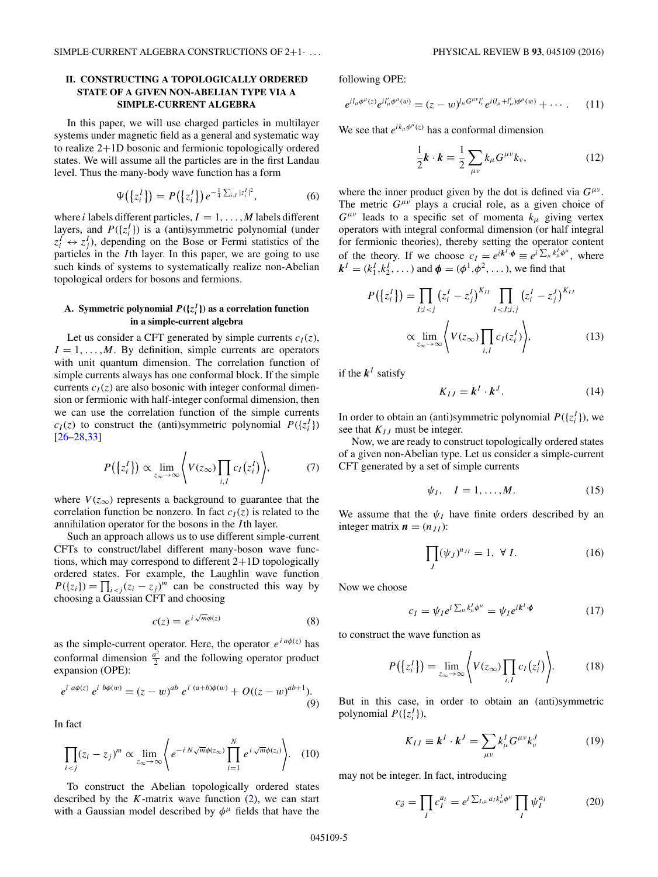## II. CONSTRUCTING A TOPOLOGICALLY ORDERED STATE OF A GIVEN NON-ABELIAN TYPE VIA A SIMPLE-CURRENT ALGEBRA

In this paper, we will use charged particles in multilayer systems under magnetic field as a general and systematic way to realize 2+1D bosonic and fermionic topologically ordered states. We will assume all the particles are in the first Landau level. Thus the many-body wave function has a form

$$\Psi(\{z_i^I\}) = P(\{z_i^I\})\, e^{-\frac{1}{4}\sum_{i,I}|z_i^I|^2}, \tag{6}$$

where $i$ labels different particles, $I = 1,\dots,M$ labels different layers, and $P(\{z_i^I\})$ is a (anti)symmetric polynomial (under $z_i^I \leftrightarrow z_j^I$), depending on the Bose or Fermi statistics of the particles in the $I$th layer. In this paper, we are going to use such kinds of systems to systematically realize non-Abelian topological orders for bosons and fermions.

### A. Symmetric polynomial $P(\{z_i^I\})$ as a correlation function in a simple-current algebra

Let us consider a CFT generated by simple currents $c_I(z)$, $I = 1,\dots,M$. By definition, simple currents are operators with unit quantum dimension. The correlation function of simple currents always has one conformal block. If the simple currents $c_I(z)$ are also bosonic with integer conformal dimension or fermionic with half-integer conformal dimension, then we can use the correlation function of the simple currents $c_I(z)$ to construct the (anti)symmetric polynomial $P(\{z_i^I\})$ [26–28,33]

$$P(\{z_i^I\}) \propto \lim_{z_\infty\to\infty}\left\langle V(z_\infty)\prod_{i,I} c_I(z_i^I)\right\rangle, \tag{7}$$

where $V(z_\infty)$ represents a background to guarantee that the correlation function be nonzero. In fact $c_I(z)$ is related to the annihilation operator for the bosons in the $I$th layer.

Such an approach allows us to use different simple-current CFTs to construct/label different many-boson wave functions, which may correspond to different 2+1D topologically ordered states. For example, the Laughlin wave function $P(\{z_i\}) = \prod_{i<j}(z_i - z_j)^m$ can be constructed this way by choosing a Gaussian CFT and choosing

$$c(z) = e^{i\sqrt{m}\phi(z)} \tag{8}$$

as the simple-current operator. Here, the operator $e^{i\,a\phi(z)}$ has conformal dimension $\frac{a^2}{2}$ and the following operator product expansion (OPE):

$$e^{i\ a\phi(z)}\ e^{i\ b\phi(w)} = (z-w)^{ab}\ e^{i\ (a+b)\phi(w)} + O((z-w)^{ab+1}). \tag{9}$$

In fact

$$\prod_{i<j}(z_i - z_j)^m \propto \lim_{z_\infty\to\infty}\left\langle e^{-i\,N\sqrt{m}\phi(z_\infty)}\prod_{i=1}^{N} e^{i\sqrt{m}\phi(z_i)}\right\rangle. \tag{10}$$

To construct the Abelian topologically ordered states described by the $K$-matrix wave function (2), we can start with a Gaussian model described by $\phi^\mu$ fields that have the following OPE:

$$e^{il_\mu\phi^\mu(z)}e^{il'_\mu\phi^\mu(w)} = (z-w)^{l_\mu G^{\mu\nu}l'_\nu}e^{i(l_\mu+l'_\mu)\phi^\mu(w)} + \cdots. \tag{11}$$

We see that $e^{ik_\mu\phi^\mu(z)}$ has a conformal dimension

$$\frac{1}{2}\boldsymbol{k}\cdot\boldsymbol{k} \equiv \frac{1}{2}\sum_{\mu\nu}k_\mu G^{\mu\nu}k_\nu, \tag{12}$$

where the inner product given by the dot is defined via $G^{\mu\nu}$. The metric $G^{\mu\nu}$ plays a crucial role, as a given choice of $G^{\mu\nu}$ leads to a specific set of momenta $k_\mu$ giving vertex operators with integral conformal dimension (or half integral for fermionic theories), thereby setting the operator content of the theory. If we choose $c_I = e^{i\boldsymbol{k}^I\cdot\boldsymbol{\phi}} \equiv e^{i\sum_\mu k_\mu^I\phi^\mu}$, where $\boldsymbol{k}^I = (k_1^I, k_2^I,\dots)$ and $\boldsymbol{\phi} = (\phi^1,\phi^2,\dots)$, we find that

$$\begin{aligned} P(\{z_i^I\}) &= \prod_{I;i<j}(z_i^I - z_j^I)^{K_{II}}\prod_{I<J;i,j}(z_i^I - z_j^J)^{K_{IJ}} \\ &\propto \lim_{z_\infty\to\infty}\left\langle V(z_\infty)\prod_{i,I}c_I(z_i^I)\right\rangle, \end{aligned} \tag{13}$$

if the $\boldsymbol{k}^I$ satisfy

$$K_{IJ} = \boldsymbol{k}^I\cdot\boldsymbol{k}^J. \tag{14}$$

In order to obtain an (anti)symmetric polynomial $P(\{z_i^I\})$, we see that $K_{IJ}$ must be integer.

Now, we are ready to construct topologically ordered states of a given non-Abelian type. Let us consider a simple-current CFT generated by a set of simple currents

$$\psi_I,\quad I = 1,\dots,M. \tag{15}$$

We assume that the $\psi_I$ have finite orders described by an integer matrix $\boldsymbol{n} = (n_{JI})$:

$$\prod_J(\psi_J)^{n_{JI}} = 1,\ \ \forall\ I. \tag{16}$$

Now we choose

$$c_I = \psi_I e^{i\sum_\mu k_\mu^I\phi^\mu} = \psi_I e^{i\boldsymbol{k}^I\cdot\boldsymbol{\phi}} \tag{17}$$

to construct the wave function as

$$P(\{z_i^I\}) = \lim_{z_\infty\to\infty}\left\langle V(z_\infty)\prod_{i,I}c_I(z_i^I)\right\rangle. \tag{18}$$

But in this case, in order to obtain an (anti)symmetric polynomial $P(\{z_i^I\})$,

$$K_{IJ} \equiv \boldsymbol{k}^I\cdot\boldsymbol{k}^J = \sum_{\mu\nu}k_\mu^I G^{\mu\nu}k_\nu^J \tag{19}$$

may not be integer. In fact, introducing

$$c_{\vec{a}} = \prod_I c_I^{a_I} = e^{i\sum_{I,\mu}a_I k_\mu^I\phi^\mu}\prod_I\psi_I^{a_I} \tag{20}$$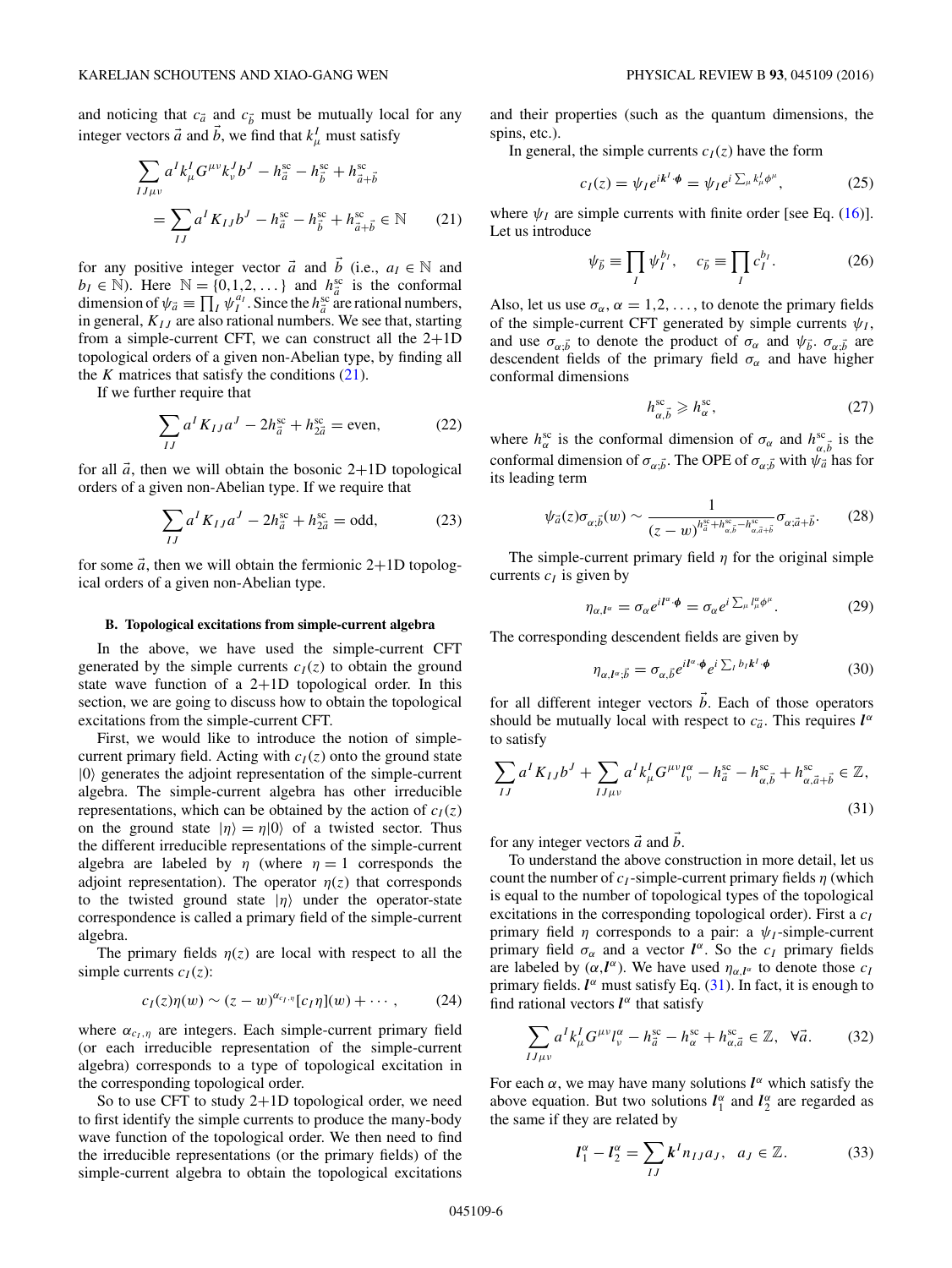and noticing that $c_{\vec{a}}$ and $c_{\vec{b}}$ must be mutually local for any integer vectors $\vec{a}$ and $\vec{b}$, we find that $k^I_\mu$ must satisfy

$$\sum_{IJ\mu\nu} a^I k^I_\mu G^{\mu\nu} k^J_\nu b^J - h^{\rm sc}_{\vec{a}} - h^{\rm sc}_{\vec{b}} + h^{\rm sc}_{\vec{a}+\vec{b}}$$
$$= \sum_{IJ} a^I K_{IJ} b^J - h^{\rm sc}_{\vec{a}} - h^{\rm sc}_{\vec{b}} + h^{\rm sc}_{\vec{a}+\vec{b}} \in \mathbb{N} \qquad (21)$$

for any positive integer vector $\vec{a}$ and $\vec{b}$ (i.e., $a_I \in \mathbb{N}$ and $b_I \in \mathbb{N}$). Here $\mathbb{N} = \{0,1,2,\dots\}$ and $h^{\rm sc}_{\vec{a}}$ is the conformal dimension of $\psi_{\vec{a}} \equiv \prod_I \psi_I^{a_I}$. Since the $h^{\rm sc}_{\vec{a}}$ are rational numbers, in general, $K_{IJ}$ are also rational numbers. We see that, starting from a simple-current CFT, we can construct all the 2+1D topological orders of a given non-Abelian type, by finding all the $K$ matrices that satisfy the conditions (21).

If we further require that

$$\sum_{IJ} a^I K_{IJ} a^J - 2h^{\rm sc}_{\vec{a}} + h^{\rm sc}_{2\vec{a}} = \text{even}, \qquad (22)$$

for all $\vec{a}$, then we will obtain the bosonic 2+1D topological orders of a given non-Abelian type. If we require that

$$\sum_{IJ} a^I K_{IJ} a^J - 2h^{\rm sc}_{\vec{a}} + h^{\rm sc}_{2\vec{a}} = \text{odd}, \qquad (23)$$

for some $\vec{a}$, then we will obtain the fermionic 2+1D topological orders of a given non-Abelian type.

### B. Topological excitations from simple-current algebra

In the above, we have used the simple-current CFT generated by the simple currents $c_I(z)$ to obtain the ground state wave function of a 2+1D topological order. In this section, we are going to discuss how to obtain the topological excitations from the simple-current CFT.

First, we would like to introduce the notion of simple-current primary field. Acting with $c_I(z)$ onto the ground state $|0\rangle$ generates the adjoint representation of the simple-current algebra. The simple-current algebra has other irreducible representations, which can be obtained by the action of $c_I(z)$ on the ground state $|\eta\rangle = \eta|0\rangle$ of a twisted sector. Thus the different irreducible representations of the simple-current algebra are labeled by $\eta$ (where $\eta = 1$ corresponds the adjoint representation). The operator $\eta(z)$ that corresponds to the twisted ground state $|\eta\rangle$ under the operator-state correspondence is called a primary field of the simple-current algebra.

The primary fields $\eta(z)$ are local with respect to all the simple currents $c_I(z)$:

$$c_I(z)\eta(w) \sim (z-w)^{\alpha_{c_I,\eta}} [c_I\eta](w) + \cdots, \qquad (24)$$

where $\alpha_{c_I,\eta}$ are integers. Each simple-current primary field (or each irreducible representation of the simple-current algebra) corresponds to a type of topological excitation in the corresponding topological order.

So to use CFT to study 2+1D topological order, we need to first identify the simple currents to produce the many-body wave function of the topological order. We then need to find the irreducible representations (or the primary fields) of the simple-current algebra to obtain the topological excitations and their properties (such as the quantum dimensions, the spins, etc.).

In general, the simple currents $c_I(z)$ have the form

$$c_I(z) = \psi_I e^{i\boldsymbol{k}^I\cdot\boldsymbol{\phi}} = \psi_I e^{i\sum_\mu k^I_\mu \phi^\mu}, \qquad (25)$$

where $\psi_I$ are simple currents with finite order [see Eq. (16)]. Let us introduce

$$\psi_{\vec{b}} \equiv \prod_I \psi_I^{b_I}, \quad c_{\vec{b}} \equiv \prod_I c_I^{b_I}. \qquad (26)$$

Also, let us use $\sigma_\alpha$, $\alpha = 1,2,\dots$, to denote the primary fields of the simple-current CFT generated by simple currents $\psi_I$, and use $\sigma_{\alpha;\vec{b}}$ to denote the product of $\sigma_\alpha$ and $\psi_{\vec{b}}$. $\sigma_{\alpha;\vec{b}}$ are descendent fields of the primary field $\sigma_\alpha$ and have higher conformal dimensions

$$h^{\rm sc}_{\alpha,\vec{b}} \geqslant h^{\rm sc}_\alpha, \qquad (27)$$

where $h^{\rm sc}_\alpha$ is the conformal dimension of $\sigma_\alpha$ and $h^{\rm sc}_{\alpha,\vec{b}}$ is the conformal dimension of $\sigma_{\alpha;\vec{b}}$. The OPE of $\sigma_{\alpha;\vec{b}}$ with $\psi_{\vec{a}}$ has for its leading term

$$\psi_{\vec{a}}(z)\sigma_{\alpha;\vec{b}}(w) \sim \frac{1}{(z-w)^{h^{\rm sc}_{\vec{a}} + h^{\rm sc}_{\alpha,\vec{b}} - h^{\rm sc}_{\alpha,\vec{a}+\vec{b}}}} \sigma_{\alpha;\vec{a}+\vec{b}}. \qquad (28)$$

The simple-current primary field $\eta$ for the original simple currents $c_I$ is given by

$$\eta_{\alpha,\boldsymbol{l}^\alpha} = \sigma_\alpha e^{i\boldsymbol{l}^\alpha\cdot\boldsymbol{\phi}} = \sigma_\alpha e^{i\sum_\mu l^\alpha_\mu \phi^\mu}. \qquad (29)$$

The corresponding descendent fields are given by

$$\eta_{\alpha,\boldsymbol{l}^\alpha;\vec{b}} = \sigma_{\alpha,\vec{b}} e^{i\boldsymbol{l}^\alpha\cdot\boldsymbol{\phi}} e^{i\sum_I b_I \boldsymbol{k}^I\cdot\boldsymbol{\phi}} \qquad (30)$$

for all different integer vectors $\vec{b}$. Each of those operators should be mutually local with respect to $c_{\vec{a}}$. This requires $\boldsymbol{l}^\alpha$ to satisfy

$$\sum_{IJ} a^I K_{IJ} b^J + \sum_{IJ\mu\nu} a^I k^I_\mu G^{\mu\nu} l^\alpha_\nu - h^{\rm sc}_{\vec{a}} - h^{\rm sc}_{\alpha,\vec{b}} + h^{\rm sc}_{\alpha,\vec{a}+\vec{b}} \in \mathbb{Z}, \qquad (31)$$

for any integer vectors $\vec{a}$ and $\vec{b}$.

To understand the above construction in more detail, let us count the number of $c_I$-simple-current primary fields $\eta$ (which is equal to the number of topological types of the topological excitations in the corresponding topological order). First a $c_I$ primary field $\eta$ corresponds to a pair: a $\psi_I$-simple-current primary field $\sigma_\alpha$ and a vector $\boldsymbol{l}^\alpha$. So the $c_I$ primary fields are labeled by $(\alpha,\boldsymbol{l}^\alpha)$. We have used $\eta_{\alpha,\boldsymbol{l}^\alpha}$ to denote those $c_I$ primary fields. $\boldsymbol{l}^\alpha$ must satisfy Eq. (31). In fact, it is enough to find rational vectors $\boldsymbol{l}^\alpha$ that satisfy

$$\sum_{IJ\mu\nu} a^I k^I_\mu G^{\mu\nu} l^\alpha_\nu - h^{\rm sc}_{\vec{a}} - h^{\rm sc}_\alpha + h^{\rm sc}_{\alpha,\vec{a}} \in \mathbb{Z}, \quad \forall \vec{a}. \qquad (32)$$

For each $\alpha$, we may have many solutions $\boldsymbol{l}^\alpha$ which satisfy the above equation. But two solutions $\boldsymbol{l}^\alpha_1$ and $\boldsymbol{l}^\alpha_2$ are regarded as the same if they are related by

$$\boldsymbol{l}^\alpha_1 - \boldsymbol{l}^\alpha_2 = \sum_{IJ} \boldsymbol{k}^I n_{IJ} a_J, \quad a_J \in \mathbb{Z}. \qquad (33)$$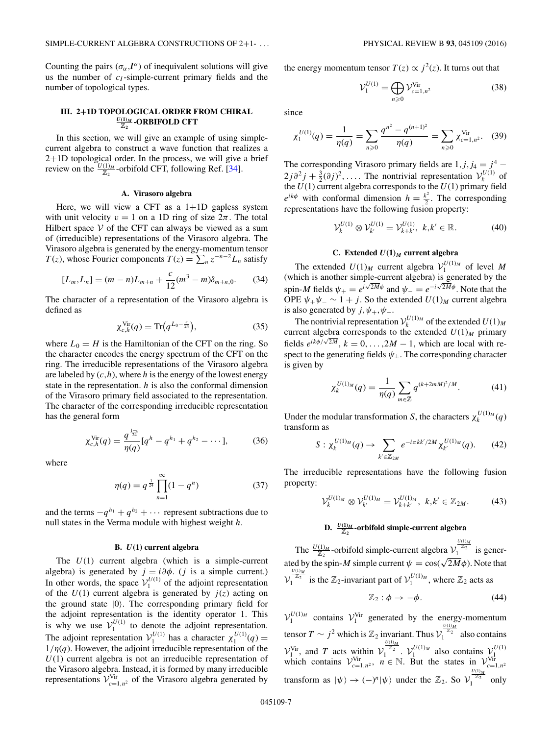Counting the pairs $(\sigma_\alpha, \boldsymbol{l}^\alpha)$ of inequivalent solutions will give us the number of $c_I$-simple-current primary fields and the number of topological types.

## III. 2+1D TOPOLOGICAL ORDER FROM CHIRAL $\frac{U(1)_M}{\mathbb{Z}_2}$-ORBIFOLD CFT

In this section, we will give an example of using simple-current algebra to construct a wave function that realizes a 2+1D topological order. In the process, we will give a brief review on the $\frac{U(1)_M}{\mathbb{Z}_2}$-orbifold CFT, following Ref. [34].

### A. Virasoro algebra

Here, we will view a CFT as a 1+1D gapless system with unit velocity $v = 1$ on a 1D ring of size $2\pi$. The total Hilbert space $\mathcal{V}$ of the CFT can always be viewed as a sum of (irreducible) representations of the Virasoro algebra. The Virasoro algebra is generated by the energy-momentum tensor $T(z)$, whose Fourier components $T(z) = \sum_n z^{-n-2} L_n$ satisfy

$$[L_m, L_n] = (m-n)L_{m+n} + \frac{c}{12}(m^3 - m)\delta_{m+n,0}. \tag{34}$$

The character of a representation of the Virasoro algebra is defined as

$$\chi^{\text{Vir}}_{c,h}(q) = \text{Tr}\big(q^{L_0 - \frac{c}{24}}\big), \tag{35}$$

where $L_0 = H$ is the Hamiltonian of the CFT on the ring. So the character encodes the energy spectrum of the CFT on the ring. The irreducible representations of the Virasoro algebra are labeled by $(c,h)$, where $h$ is the energy of the lowest energy state in the representation. $h$ is also the conformal dimension of the Virasoro primary field associated to the representation. The character of the corresponding irreducible representation has the general form

$$\chi^{\text{Vir}}_{c,h}(q) = \frac{q^{\frac{1-c}{24}}}{\eta(q)}[q^h - q^{h_1} + q^{h_2} - \cdots], \tag{36}$$

where

$$\eta(q) = q^{\frac{1}{24}} \prod_{n=1}^{\infty}(1 - q^n) \tag{37}$$

and the terms $-q^{h_1} + q^{h_2} + \cdots$ represent subtractions due to null states in the Verma module with highest weight $h$.

### B. $U(1)$ current algebra

The $U(1)$ current algebra (which is a simple-current algebra) is generated by $j = i\partial\phi$. ($j$ is a simple current.) In other words, the space $\mathcal{V}^{U(1)}_1$ of the adjoint representation of the $U(1)$ current algebra is generated by $j(z)$ acting on the ground state $|0\rangle$. The corresponding primary field for the adjoint representation is the identity operator 1. This is why we use $\mathcal{V}^{U(1)}_1$ to denote the adjoint representation. The adjoint representation $\mathcal{V}^{U(1)}_1$ has a character $\chi^{U(1)}_1(q) = 1/\eta(q)$. However, the adjoint irreducible representation of the $U(1)$ current algebra is not an irreducible representation of the Virasoro algebra. Instead, it is formed by many irreducible representations $\mathcal{V}^{\text{Vir}}_{c=1,n^2}$ of the Virasoro algebra generated by the energy momentum tensor $T(z) \propto j^2(z)$. It turns out that

$$\mathcal{V}^{U(1)}_1 = \bigoplus_{n \geqslant 0} \mathcal{V}^{\text{Vir}}_{c=1,n^2} \tag{38}$$

since

$$\chi^{U(1)}_1(q) = \frac{1}{\eta(q)} = \sum_{n \geqslant 0} \frac{q^{n^2} - q^{(n+1)^2}}{\eta(q)} = \sum_{n \geqslant 0} \chi^{\text{Vir}}_{c=1,n^2}. \tag{39}$$

The corresponding Virasoro primary fields are $1, j, j_4 = j^4 - 2j\partial^2 j + \frac{3}{2}(\partial j)^2, \ldots$. The nontrivial representation $\mathcal{V}^{U(1)}_k$ of the $U(1)$ current algebra corresponds to the $U(1)$ primary field $e^{ik\phi}$ with conformal dimension $h = \frac{k^2}{2}$. The corresponding representations have the following fusion property:

$$\mathcal{V}^{U(1)}_k \otimes \mathcal{V}^{U(1)}_{k'} = \mathcal{V}^{U(1)}_{k+k'}, \ k,k' \in \mathbb{R}. \tag{40}$$

### C. Extended $U(1)_M$ current algebra

The extended $U(1)_M$ current algebra $\mathcal{V}^{U(1)_M}_1$ of level $M$ (which is another simple-current algebra) is generated by the spin-$M$ fields $\psi_+ = e^{i\sqrt{2M}\phi}$ and $\psi_- = e^{-i\sqrt{2M}\phi}$. Note that the OPE $\psi_+\psi_- \sim 1 + j$. So the extended $U(1)_M$ current algebra is also generated by $j, \psi_+, \psi_-$.

The nontrivial representation $\mathcal{V}^{U(1)_M}_k$ of the extended $U(1)_M$ current algebra corresponds to the extended $U(1)_M$ primary fields $e^{ik\phi/\sqrt{2M}}$, $k = 0, \ldots, 2M-1$, which are local with respect to the generating fields $\psi_\pm$. The corresponding character is given by

$$\chi^{U(1)_M}_k(q) = \frac{1}{\eta(q)} \sum_{m \in \mathbb{Z}} q^{(k+2mM)^2/M}. \tag{41}$$

Under the modular transformation $S$, the characters $\chi^{U(1)_M}_k(q)$ transform as

$$S : \chi^{U(1)_M}_k(q) \to \sum_{k' \in \mathbb{Z}_{2M}} e^{-i\pi kk'/2M} \chi^{U(1)_M}_{k'}(q). \tag{42}$$

The irreducible representations have the following fusion property:

$$\mathcal{V}^{U(1)_M}_k \otimes \mathcal{V}^{U(1)_M}_{k'} = \mathcal{V}^{U(1)_M}_{k+k'}, \ k,k' \in \mathbb{Z}_{2M}. \tag{43}$$

### D. $\frac{U(1)_M}{\mathbb{Z}_2}$-orbifold simple-current algebra

The $\frac{U(1)_M}{\mathbb{Z}_2}$-orbifold simple-current algebra $\mathcal{V}^{\frac{U(1)_M}{\mathbb{Z}_2}}_1$ is generated by the spin-$M$ simple current $\psi = \cos(\sqrt{2M}\phi)$. Note that $\mathcal{V}^{\frac{U(1)_M}{\mathbb{Z}_2}}_1$ is the $\mathbb{Z}_2$-invariant part of $\mathcal{V}^{U(1)_M}_1$, where $\mathbb{Z}_2$ acts as

$$\mathbb{Z}_2 : \phi \to -\phi. \tag{44}$$

$\mathcal{V}^{U(1)_M}_1$ contains $\mathcal{V}^{\text{Vir}}_1$ generated by the energy-momentum tensor $T \sim j^2$ which is $\mathbb{Z}_2$ invariant. Thus $\mathcal{V}^{\frac{U(1)_M}{\mathbb{Z}_2}}_1$ also contains $\mathcal{V}^{\text{Vir}}_1$, and $T$ acts within $\mathcal{V}^{\frac{U(1)_M}{\mathbb{Z}_2}}_1$. $\mathcal{V}^{U(1)_M}_1$ also contains $\mathcal{V}^{U(1)}_1$ which contains $\mathcal{V}^{\text{Vir}}_{c=1,n^2}$, $n \in \mathbb{N}$. But the states in $\mathcal{V}^{\text{Vir}}_{c=1,n^2}$ transform as $|\psi\rangle \to (-)^n|\psi\rangle$ under the $\mathbb{Z}_2$. So $\mathcal{V}^{\frac{U(1)_M}{\mathbb{Z}_2}}_1$ only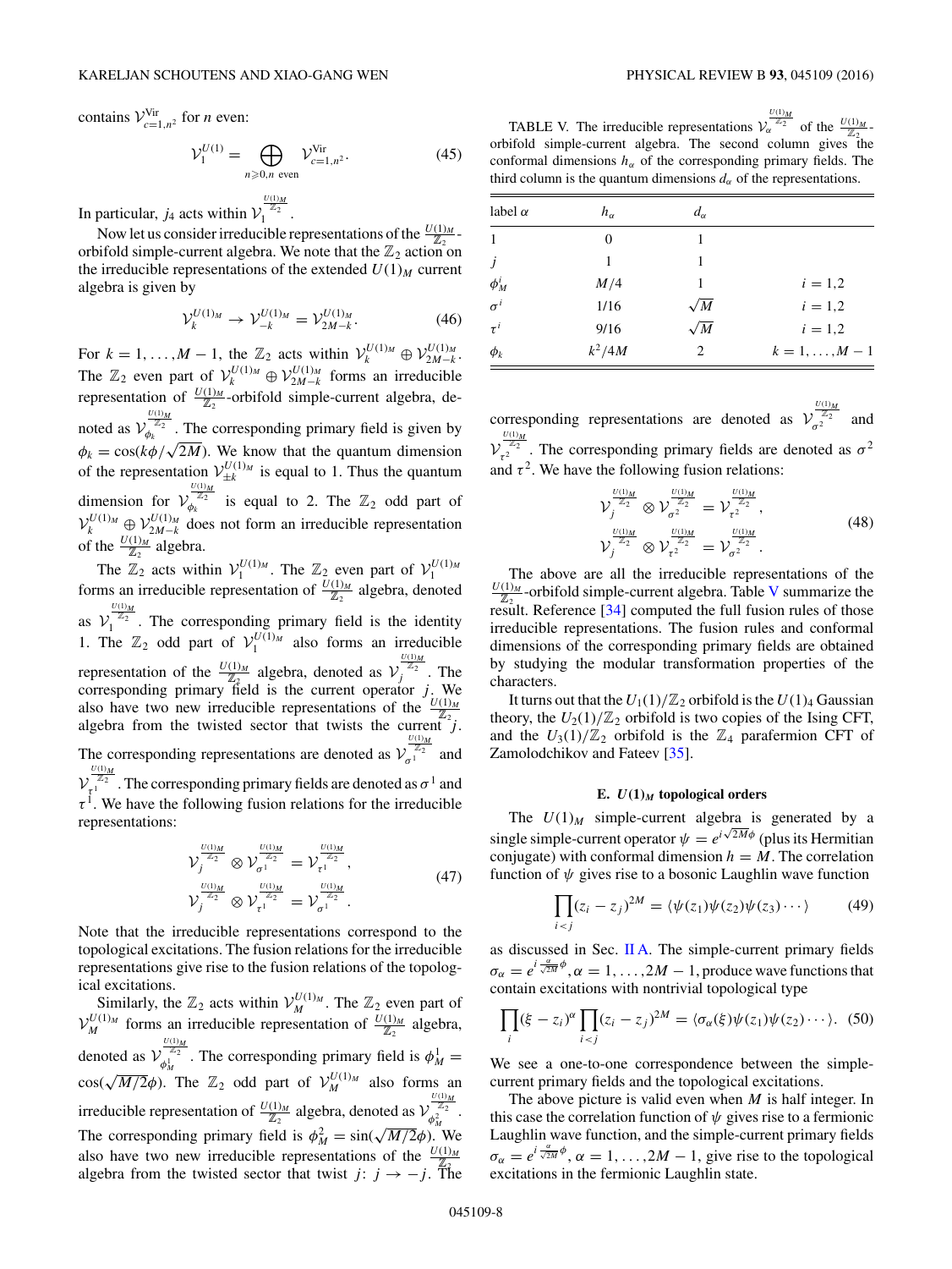contains $\mathcal{V}^{\text{Vir}}_{c=1,n^2}$ for $n$ even:

$$\mathcal{V}^{U(1)}_1 = \bigoplus_{n\geqslant 0, n \text{ even}} \mathcal{V}^{\text{Vir}}_{c=1,n^2}. \tag{45}$$

In particular, $j_4$ acts within $\mathcal{V}_1^{\frac{U(1)_M}{\mathbb{Z}_2}}$.

Now let us consider irreducible representations of the $\frac{U(1)_M}{\mathbb{Z}_2}$-orbifold simple-current algebra. We note that the $\mathbb{Z}_2$ action on the irreducible representations of the extended $U(1)_M$ current algebra is given by

$$\mathcal{V}^{U(1)_M}_k \to \mathcal{V}^{U(1)_M}_{-k} = \mathcal{V}^{U(1)_M}_{2M-k}. \tag{46}$$

For $k = 1,\dots,M-1$, the $\mathbb{Z}_2$ acts within $\mathcal{V}^{U(1)_M}_k \oplus \mathcal{V}^{U(1)_M}_{2M-k}$. The $\mathbb{Z}_2$ even part of $\mathcal{V}^{U(1)_M}_k \oplus \mathcal{V}^{U(1)_M}_{2M-k}$ forms an irreducible representation of $\frac{U(1)_M}{\mathbb{Z}_2}$-orbifold simple-current algebra, denoted as $\mathcal{V}_{\phi_k}^{\frac{U(1)_M}{\mathbb{Z}_2}}$. The corresponding primary field is given by $\phi_k = \cos(k\phi/\sqrt{2M})$. We know that the quantum dimension of the representation $\mathcal{V}^{U(1)_M}_{\pm k}$ is equal to 1. Thus the quantum dimension for $\mathcal{V}_{\phi_k}^{\frac{U(1)_M}{\mathbb{Z}_2}}$ is equal to 2. The $\mathbb{Z}_2$ odd part of $\mathcal{V}^{U(1)_M}_k \oplus \mathcal{V}^{U(1)_M}_{2M-k}$ does not form an irreducible representation of the $\frac{U(1)_M}{\mathbb{Z}_2}$ algebra.

The $\mathbb{Z}_2$ acts within $\mathcal{V}^{U(1)_M}_1$. The $\mathbb{Z}_2$ even part of $\mathcal{V}^{U(1)_M}_1$ forms an irreducible representation of the $\frac{U(1)_M}{\mathbb{Z}_2}$ algebra, denoted as $\mathcal{V}_1^{\frac{U(1)_M}{\mathbb{Z}_2}}$. The corresponding primary field is the identity 1. The $\mathbb{Z}_2$ odd part of $\mathcal{V}^{U(1)_M}_1$ also forms an irreducible representation of the $\frac{U(1)_M}{\mathbb{Z}_2}$ algebra, denoted as $\mathcal{V}_j^{\frac{U(1)_M}{\mathbb{Z}_2}}$. The corresponding primary field is the current operator $j$. We also have two new irreducible representations of the $\frac{U(1)_M}{\mathbb{Z}_2}$ algebra from the twisted sector that twists the current $j$. The corresponding representations are denoted as $\mathcal{V}_{\sigma^1}^{\frac{U(1)_M}{\mathbb{Z}_2}}$ and $\mathcal{V}_{\tau^1}^{\frac{U(1)_M}{\mathbb{Z}_2}}$. The corresponding primary fields are denoted as $\sigma^1$ and $\tau^1$. We have the following fusion relations for the irreducible representations:

$$\begin{aligned}
\mathcal{V}_j^{\frac{U(1)_M}{\mathbb{Z}_2}} \otimes \mathcal{V}_{\sigma^1}^{\frac{U(1)_M}{\mathbb{Z}_2}} &= \mathcal{V}_{\tau^1}^{\frac{U(1)_M}{\mathbb{Z}_2}},\\
\mathcal{V}_j^{\frac{U(1)_M}{\mathbb{Z}_2}} \otimes \mathcal{V}_{\tau^1}^{\frac{U(1)_M}{\mathbb{Z}_2}} &= \mathcal{V}_{\sigma^1}^{\frac{U(1)_M}{\mathbb{Z}_2}}.
\end{aligned} \tag{47}$$

Note that the irreducible representations correspond to the topological excitations. The fusion relations for the irreducible representations give rise to the fusion relations of the topological excitations.

Similarly, the $\mathbb{Z}_2$ acts within $\mathcal{V}^{U(1)_M}_M$. The $\mathbb{Z}_2$ even part of $\mathcal{V}^{U(1)_M}_M$ forms an irreducible representation of $\frac{U(1)_M}{\mathbb{Z}_2}$ algebra, denoted as $\mathcal{V}_{\phi^1_M}^{\frac{U(1)_M}{\mathbb{Z}_2}}$. The corresponding primary field is $\phi^1_M = \cos(\sqrt{M/2}\phi)$. The $\mathbb{Z}_2$ odd part of $\mathcal{V}^{U(1)_M}_M$ also forms an irreducible representation of $\frac{U(1)_M}{\mathbb{Z}_2}$ algebra, denoted as $\mathcal{V}_{\phi^2_M}^{\frac{U(1)_M}{\mathbb{Z}_2}}$. The corresponding primary field is $\phi^2_M = \sin(\sqrt{M/2}\phi)$. We also have two new irreducible representations of the $\frac{U(1)_M}{\mathbb{Z}_2}$ algebra from the twisted sector that twist $j$: $j \to -j$. The corresponding representations are denoted as $\mathcal{V}_{\sigma^2}^{\frac{U(1)_M}{\mathbb{Z}_2}}$ and $\mathcal{V}_{\tau^2}^{\frac{U(1)_M}{\mathbb{Z}_2}}$. The corresponding primary fields are denoted as $\sigma^2$ and $\tau^2$. We have the following fusion relations:

$$\begin{aligned}
\mathcal{V}_j^{\frac{U(1)_M}{\mathbb{Z}_2}} \otimes \mathcal{V}_{\sigma^2}^{\frac{U(1)_M}{\mathbb{Z}_2}} &= \mathcal{V}_{\tau^2}^{\frac{U(1)_M}{\mathbb{Z}_2}},\\
\mathcal{V}_j^{\frac{U(1)_M}{\mathbb{Z}_2}} \otimes \mathcal{V}_{\tau^2}^{\frac{U(1)_M}{\mathbb{Z}_2}} &= \mathcal{V}_{\sigma^2}^{\frac{U(1)_M}{\mathbb{Z}_2}}.
\end{aligned} \tag{48}$$

The above are all the irreducible representations of the $\frac{U(1)_M}{\mathbb{Z}_2}$-orbifold simple-current algebra. Table V summarize the result. Reference [34] computed the full fusion rules of those irreducible representations. The fusion rules and conformal dimensions of the corresponding primary fields are obtained by studying the modular transformation properties of the characters.

It turns out that the $U_1(1)/\mathbb{Z}_2$ orbifold is the $U(1)_4$ Gaussian theory, the $U_2(1)/\mathbb{Z}_2$ orbifold is two copies of the Ising CFT, and the $U_3(1)/\mathbb{Z}_2$ orbifold is the $\mathbb{Z}_4$ parafermion CFT of Zamolodchikov and Fateev [35].

TABLE V. The irreducible representations $\mathcal{V}_\alpha^{\frac{U(1)_M}{\mathbb{Z}_2}}$ of the $\frac{U(1)_M}{\mathbb{Z}_2}$-orbifold simple-current algebra. The second column gives the conformal dimensions $h_\alpha$ of the corresponding primary fields. The third column is the quantum dimensions $d_\alpha$ of the representations.

| label $\alpha$ | $h_\alpha$ | $d_\alpha$ | |
|---|---|---|---|
| 1 | 0 | 1 | |
| $j$ | 1 | 1 | |
| $\phi^i_M$ | $M/4$ | 1 | $i = 1,2$ |
| $\sigma^i$ | 1/16 | $\sqrt{M}$ | $i = 1,2$ |
| $\tau^i$ | 9/16 | $\sqrt{M}$ | $i = 1,2$ |
| $\phi_k$ | $k^2/4M$ | 2 | $k = 1,\dots,M-1$ |

### E. $U(1)_M$ topological orders

The $U(1)_M$ simple-current algebra is generated by a single simple-current operator $\psi = e^{i\sqrt{2M}\phi}$ (plus its Hermitian conjugate) with conformal dimension $h = M$. The correlation function of $\psi$ gives rise to a bosonic Laughlin wave function

$$\prod_{i<j}(z_i - z_j)^{2M} = \langle \psi(z_1)\psi(z_2)\psi(z_3)\cdots\rangle \tag{49}$$

as discussed in Sec. II A. The simple-current primary fields $\sigma_\alpha = e^{i\frac{\alpha}{\sqrt{2M}}\phi}, \alpha = 1,\dots,2M-1$, produce wave functions that contain excitations with nontrivial topological type

$$\prod_i (\xi - z_i)^\alpha \prod_{i<j}(z_i - z_j)^{2M} = \langle \sigma_\alpha(\xi)\psi(z_1)\psi(z_2)\cdots\rangle. \tag{50}$$

We see a one-to-one correspondence between the simple-current primary fields and the topological excitations.

The above picture is valid even when $M$ is half integer. In this case the correlation function of $\psi$ gives rise to a fermionic Laughlin wave function, and the simple-current primary fields $\sigma_\alpha = e^{i\frac{\alpha}{\sqrt{2M}}\phi}, \alpha = 1,\dots,2M-1$, give rise to the topological excitations in the fermionic Laughlin state.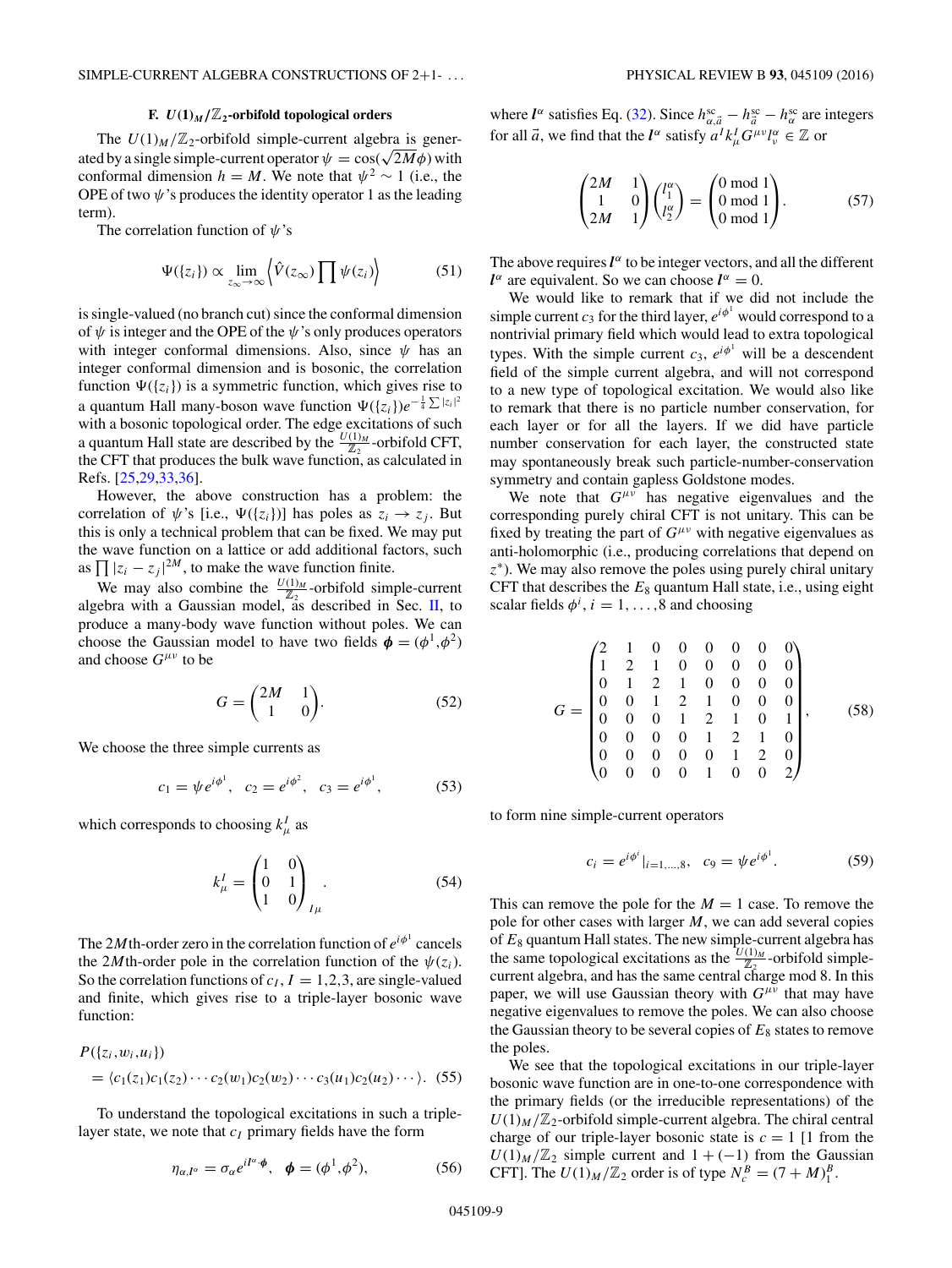### F. $U(1)_M/\mathbb{Z}_2$-orbifold topological orders

The $U(1)_M/\mathbb{Z}_2$-orbifold simple-current algebra is generated by a single simple-current operator $\psi = \cos(\sqrt{2M}\phi)$ with conformal dimension $h = M$. We note that $\psi^2 \sim 1$ (i.e., the OPE of two $\psi$'s produces the identity operator 1 as the leading term).

The correlation function of $\psi$'s

$$\Psi(\{z_i\}) \propto \lim_{z_\infty \to \infty} \left\langle \hat{V}(z_\infty) \prod \psi(z_i) \right\rangle \tag{51}$$

is single-valued (no branch cut) since the conformal dimension of $\psi$ is integer and the OPE of the $\psi$'s only produces operators with integer conformal dimensions. Also, since $\psi$ has an integer conformal dimension and is bosonic, the correlation function $\Psi(\{z_i\})$ is a symmetric function, which gives rise to a quantum Hall many-boson wave function $\Psi(\{z_i\})e^{-\frac{1}{4}\sum |z_i|^2}$ with a bosonic topological order. The edge excitations of such a quantum Hall state are described by the $\frac{U(1)_M}{\mathbb{Z}_2}$-orbifold CFT, the CFT that produces the bulk wave function, as calculated in Refs. [25,29,33,36].

However, the above construction has a problem: the correlation of $\psi$'s [i.e., $\Psi(\{z_i\})$] has poles as $z_i \to z_j$. But this is only a technical problem that can be fixed. We may put the wave function on a lattice or add additional factors, such as $\prod |z_i - z_j|^{2M}$, to make the wave function finite.

We may also combine the $\frac{U(1)_M}{\mathbb{Z}_2}$-orbifold simple-current algebra with a Gaussian model, as described in Sec. II, to produce a many-body wave function without poles. We can choose the Gaussian model to have two fields $\boldsymbol{\phi} = (\phi^1, \phi^2)$ and choose $G^{\mu\nu}$ to be

$$G = \begin{pmatrix} 2M & 1 \\ 1 & 0 \end{pmatrix}. \tag{52}$$

We choose the three simple currents as

$$c_1 = \psi e^{i\phi^1}, \quad c_2 = e^{i\phi^2}, \quad c_3 = e^{i\phi^1}, \tag{53}$$

which corresponds to choosing $k^I_\mu$ as

$$k^I_\mu = \begin{pmatrix} 1 & 0 \\ 0 & 1 \\ 1 & 0 \end{pmatrix}_{I\mu}. \tag{54}$$

The $2M$th-order zero in the correlation function of $e^{i\phi^1}$ cancels the $2M$th-order pole in the correlation function of the $\psi(z_i)$. So the correlation functions of $c_I$, $I = 1,2,3$, are single-valued and finite, which gives rise to a triple-layer bosonic wave function:

$$\begin{aligned} &P(\{z_i, w_i, u_i\}) \\ &= \langle c_1(z_1)c_1(z_2)\cdots c_2(w_1)c_2(w_2)\cdots c_3(u_1)c_2(u_2)\cdots\rangle. \end{aligned} \tag{55}$$

To understand the topological excitations in such a triple-layer state, we note that $c_I$ primary fields have the form

$$\eta_{\alpha, \boldsymbol{l}^\alpha} = \sigma_\alpha e^{i\boldsymbol{l}^\alpha \cdot \boldsymbol{\phi}}, \quad \boldsymbol{\phi} = (\phi^1, \phi^2), \tag{56}$$

where $\boldsymbol{l}^\alpha$ satisfies Eq. (32). Since $h^{\text{sc}}_{\alpha,\vec{a}} - h^{\text{sc}}_{\vec{a}} - h^{\text{sc}}_{\alpha}$ are integers for all $\vec{a}$, we find that the $\boldsymbol{l}^\alpha$ satisfy $a^I k^I_\mu G^{\mu\nu} l^\alpha_\nu \in \mathbb{Z}$ or

$$\begin{pmatrix} 2M & 1 \\ 1 & 0 \\ 2M & 1 \end{pmatrix} \begin{pmatrix} l^\alpha_1 \\ l^\alpha_2 \end{pmatrix} = \begin{pmatrix} 0 \bmod 1 \\ 0 \bmod 1 \\ 0 \bmod 1 \end{pmatrix}. \tag{57}$$

The above requires $\boldsymbol{l}^\alpha$ to be integer vectors, and all the different $\boldsymbol{l}^\alpha$ are equivalent. So we can choose $\boldsymbol{l}^\alpha = 0$.

We would like to remark that if we did not include the simple current $c_3$ for the third layer, $e^{i\phi^1}$ would correspond to a nontrivial primary field which would lead to extra topological types. With the simple current $c_3$, $e^{i\phi^1}$ will be a descendent field of the simple current algebra, and will not correspond to a new type of topological excitation. We would also like to remark that there is no particle number conservation, for each layer or for all the layers. If we did have particle number conservation for each layer, the constructed state may spontaneously break such particle-number-conservation symmetry and contain gapless Goldstone modes.

We note that $G^{\mu\nu}$ has negative eigenvalues and the corresponding purely chiral CFT is not unitary. This can be fixed by treating the part of $G^{\mu\nu}$ with negative eigenvalues as anti-holomorphic (i.e., producing correlations that depend on $z^*$). We may also remove the poles using purely chiral unitary CFT that describes the $E_8$ quantum Hall state, i.e., using eight scalar fields $\phi^i$, $i = 1, \ldots, 8$ and choosing

$$G = \begin{pmatrix} 2 & 1 & 0 & 0 & 0 & 0 & 0 & 0 \\ 1 & 2 & 1 & 0 & 0 & 0 & 0 & 0 \\ 0 & 1 & 2 & 1 & 0 & 0 & 0 & 0 \\ 0 & 0 & 1 & 2 & 1 & 0 & 0 & 0 \\ 0 & 0 & 0 & 1 & 2 & 1 & 0 & 1 \\ 0 & 0 & 0 & 0 & 1 & 2 & 1 & 0 \\ 0 & 0 & 0 & 0 & 0 & 1 & 2 & 0 \\ 0 & 0 & 0 & 0 & 1 & 0 & 0 & 2 \end{pmatrix}, \tag{58}$$

to form nine simple-current operators

$$c_i = e^{i\phi^i}|_{i=1,\ldots,8}, \quad c_9 = \psi e^{i\phi^1}. \tag{59}$$

This can remove the pole for the $M = 1$ case. To remove the pole for other cases with larger $M$, we can add several copies of $E_8$ quantum Hall states. The new simple-current algebra has the same topological excitations as the $\frac{U(1)_M}{\mathbb{Z}_2}$-orbifold simple-current algebra, and has the same chiral central charge mod 8. In this paper, we will use Gaussian theory with $G^{\mu\nu}$ that may have negative eigenvalues to remove the poles. We can also choose the Gaussian theory to be several copies of $E_8$ states to remove the poles.

We see that the topological excitations in our triple-layer bosonic wave function are in one-to-one correspondence with the primary fields (or the irreducible representations) of the $U(1)_M/\mathbb{Z}_2$-orbifold simple-current algebra. The chiral central charge of our triple-layer bosonic state is $c = 1$ [1 from the $U(1)_M/\mathbb{Z}_2$ simple current and $1 + (-1)$ from the Gaussian CFT]. The $U(1)_M/\mathbb{Z}_2$ order is of type $N^B_c = (7 + M)^B_1$.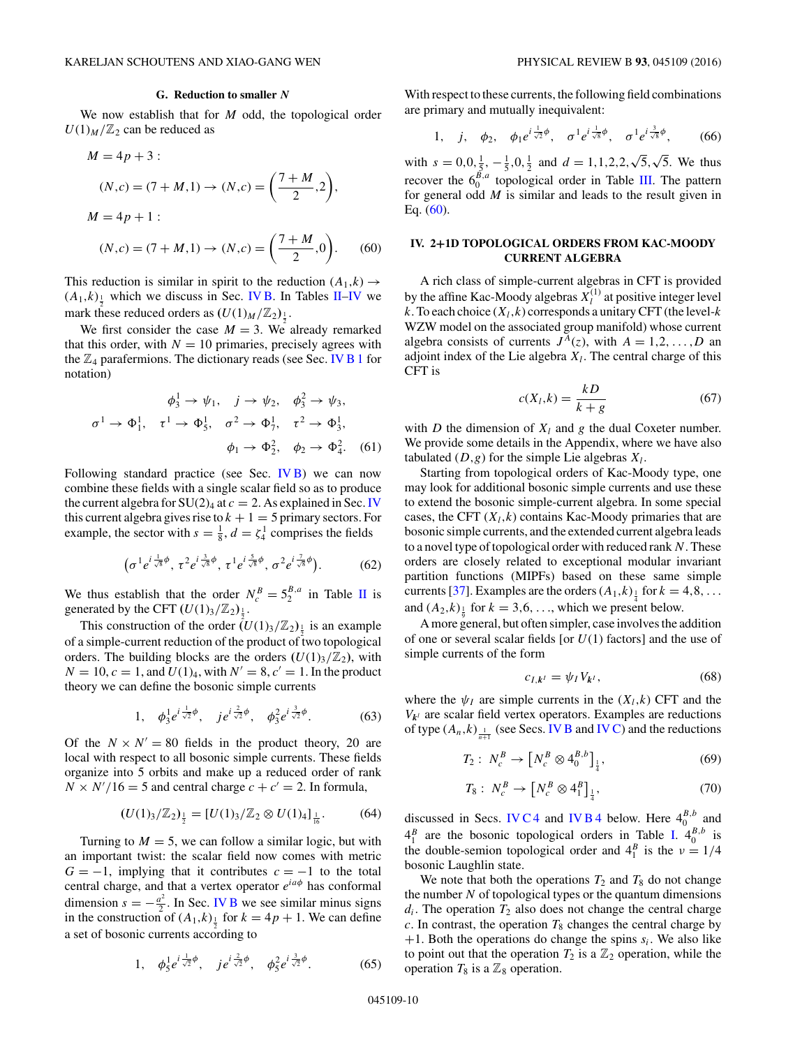### G. Reduction to smaller $N$

We now establish that for $M$ odd, the topological order $U(1)_M/\mathbb{Z}_2$ can be reduced as

$$
\begin{aligned}
&M = 4p+3: \\
&\qquad (N,c) = (7+M,1) \rightarrow (N,c) = \left(\frac{7+M}{2}, 2\right), \\
&M = 4p+1: \\
&\qquad (N,c) = (7+M,1) \rightarrow (N,c) = \left(\frac{7+M}{2}, 0\right).
\end{aligned} \tag{60}
$$

This reduction is similar in spirit to the reduction $(A_1,k) \rightarrow (A_1,k)_{\frac{1}{2}}$ which we discuss in Sec. IV B. In Tables II–IV we mark these reduced orders as $(U(1)_M/\mathbb{Z}_2)_{\frac{1}{2}}$.

We first consider the case $M=3$. We already remarked that this order, with $N=10$ primaries, precisely agrees with the $\mathbb{Z}_4$ parafermions. The dictionary reads (see Sec. IV B 1 for notation)

$$
\begin{aligned}
\phi_3^1 \rightarrow \psi_1, \quad j \rightarrow \psi_2, \quad \phi_3^2 \rightarrow \psi_3, \\
\sigma^1 \rightarrow \Phi_1^1, \quad \tau^1 \rightarrow \Phi_5^1, \quad \sigma^2 \rightarrow \Phi_7^1, \quad \tau^2 \rightarrow \Phi_3^1, \\
\phi_1 \rightarrow \Phi_2^2, \quad \phi_2 \rightarrow \Phi_4^2.
\end{aligned} \tag{61}
$$

Following standard practice (see Sec. IV B) we can now combine these fields with a single scalar field so as to produce the current algebra for SU(2)$_4$ at $c=2$. As explained in Sec. IV this current algebra gives rise to $k+1=5$ primary sectors. For example, the sector with $s=\frac{1}{8}$, $d=\zeta_4^1$ comprises the fields

$$
\left(\sigma^1 e^{i\frac{1}{\sqrt{8}}\phi}, \tau^2 e^{i\frac{3}{\sqrt{8}}\phi}, \tau^1 e^{i\frac{5}{\sqrt{8}}\phi}, \sigma^2 e^{i\frac{7}{\sqrt{8}}\phi}\right). \tag{62}
$$

We thus establish that the order $N_c^B = 5_2^{B,a}$ in Table II is generated by the CFT $(U(1)_3/\mathbb{Z}_2)_{\frac{1}{2}}$.

This construction of the order $(U(1)_3/\mathbb{Z}_2)_{\frac{1}{2}}$ is an example of a simple-current reduction of the product of two topological orders. The building blocks are the orders $(U(1)_3/\mathbb{Z}_2)$, with $N=10$, $c=1$, and $U(1)_4$, with $N'=8$, $c'=1$. In the product theory we can define the bosonic simple currents

$$
1, \quad \phi_3^1 e^{i\frac{1}{\sqrt{2}}\phi}, \quad j e^{i\frac{2}{\sqrt{2}}\phi}, \quad \phi_3^2 e^{i\frac{3}{\sqrt{2}}\phi}. \tag{63}
$$

Of the $N \times N' = 80$ fields in the product theory, 20 are local with respect to all bosonic simple currents. These fields organize into 5 orbits and make up a reduced order of rank $N \times N'/16 = 5$ and central charge $c+c'=2$. In formula,

$$
(U(1)_3/\mathbb{Z}_2)_{\frac{1}{2}} = [U(1)_3/\mathbb{Z}_2 \otimes U(1)_4]_{\frac{1}{16}}. \tag{64}
$$

Turning to $M=5$, we can follow a similar logic, but with an important twist: the scalar field now comes with metric $G=-1$, implying that it contributes $c=-1$ to the total central charge, and that a vertex operator $e^{ia\phi}$ has conformal dimension $s=-\frac{a^2}{2}$. In Sec. IV B we see similar minus signs in the construction of $(A_1,k)_{\frac{1}{2}}$ for $k=4p+1$. We can define a set of bosonic currents according to

$$
1, \quad \phi_5^1 e^{i\frac{1}{\sqrt{2}}\phi}, \quad j e^{i\frac{2}{\sqrt{2}}\phi}, \quad \phi_5^2 e^{i\frac{3}{\sqrt{2}}\phi}. \tag{65}
$$

With respect to these currents, the following field combinations are primary and mutually inequivalent:

$$
1, \quad j, \quad \phi_2, \quad \phi_1 e^{i\frac{1}{\sqrt{2}}\phi}, \quad \sigma^1 e^{i\frac{1}{\sqrt{8}}\phi}, \quad \sigma^1 e^{i\frac{3}{\sqrt{8}}\phi}, \tag{66}
$$

with $s=0,0,\frac{1}{5},-\frac{1}{5},0,\frac{1}{2}$ and $d=1,1,2,2,\sqrt{5},\sqrt{5}$. We thus recover the $6_0^{B,a}$ topological order in Table III. The pattern for general odd $M$ is similar and leads to the result given in Eq. (60).

## IV. 2+1D TOPOLOGICAL ORDERS FROM KAC-MOODY CURRENT ALGEBRA

A rich class of simple-current algebras in CFT is provided by the affine Kac-Moody algebras $X_l^{(1)}$ at positive integer level $k$. To each choice $(X_l,k)$ corresponds a unitary CFT (the level-$k$ WZW model on the associated group manifold) whose current algebra consists of currents $J^A(z)$, with $A=1,2,\ldots,D$ an adjoint index of the Lie algebra $X_l$. The central charge of this CFT is

$$
c(X_l,k) = \frac{kD}{k+g} \tag{67}
$$

with $D$ the dimension of $X_l$ and $g$ the dual Coxeter number. We provide some details in the Appendix, where we have also tabulated $(D,g)$ for the simple Lie algebras $X_l$.

Starting from topological orders of Kac-Moody type, one may look for additional bosonic simple currents and use these to extend the bosonic simple-current algebra. In some special cases, the CFT $(X_l,k)$ contains Kac-Moody primaries that are bosonic simple currents, and the extended current algebra leads to a novel type of topological order with reduced rank $N$. These orders are closely related to exceptional modular invariant partition functions (MIPFs) based on these same simple currents [37]. Examples are the orders $(A_1,k)_{\frac{1}{4}}$ for $k=4,8,\ldots$ and $(A_2,k)_{\frac{1}{9}}$ for $k=3,6,\ldots$, which we present below.

A more general, but often simpler, case involves the addition of one or several scalar fields [or $U(1)$ factors] and the use of simple currents of the form

$$
c_{I,k'} = \psi_I V_{k'}, \tag{68}
$$

where the $\psi_I$ are simple currents in the $(X_l,k)$ CFT and the $V_{k'}$ are scalar field vertex operators. Examples are reductions of type $(A_n,k)_{\frac{1}{n+1}}$ (see Secs. IV B and IV C) and the reductions

$$
T_2: \; N_c^B \rightarrow \left[N_c^B \otimes 4_0^{B,b}\right]_{\frac{1}{4}}, \tag{69}
$$

$$
T_8: \; N_c^B \rightarrow \left[N_c^B \otimes 4_1^B\right]_{\frac{1}{4}}, \tag{70}
$$

discussed in Secs. IV C 4 and IV B 4 below. Here $4_0^{B,b}$ and $4_1^B$ are the bosonic topological orders in Table I. $4_0^{B,b}$ is the double-semion topological order and $4_1^B$ is the $\nu=1/4$ bosonic Laughlin state.

We note that both the operations $T_2$ and $T_8$ do not change the number $N$ of topological types or the quantum dimensions $d_i$. The operation $T_2$ also does not change the central charge $c$. In contrast, the operation $T_8$ changes the central charge by $+1$. Both the operations do change the spins $s_i$. We also like to point out that the operation $T_2$ is a $\mathbb{Z}_2$ operation, while the operation $T_8$ is a $\mathbb{Z}_8$ operation.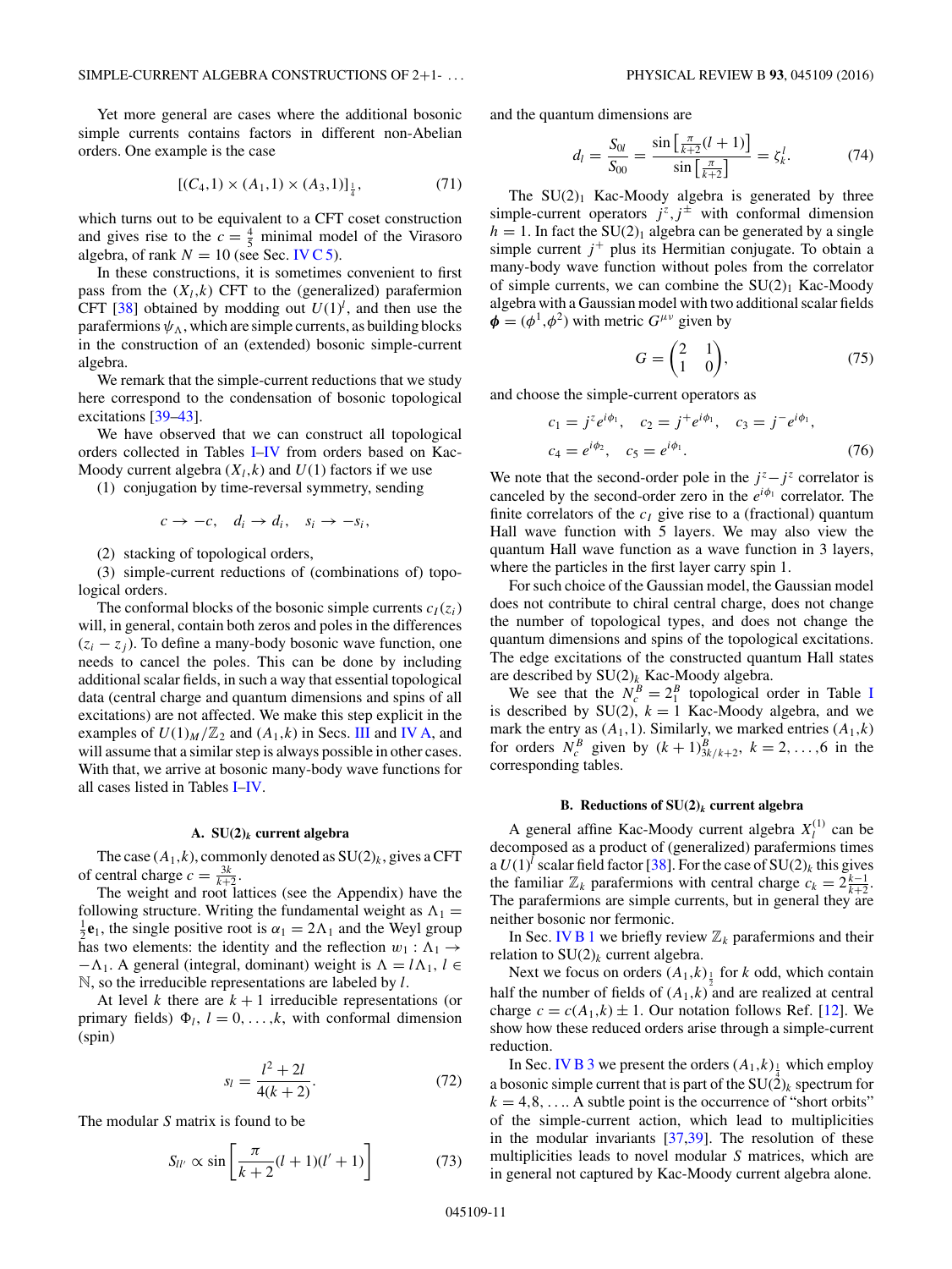Yet more general are cases where the additional bosonic simple currents contains factors in different non-Abelian orders. One example is the case

$$[(C_4,1)\times(A_1,1)\times(A_3,1)]_{\frac{1}{4}}, \tag{71}$$

which turns out to be equivalent to a CFT coset construction and gives rise to the $c=\frac{4}{5}$ minimal model of the Virasoro algebra, of rank $N=10$ (see Sec. IV C 5).

In these constructions, it is sometimes convenient to first pass from the $(X_l,k)$ CFT to the (generalized) parafermion CFT [38] obtained by modding out $U(1)^l$, and then use the parafermions $\psi_\Lambda$, which are simple currents, as building blocks in the construction of an (extended) bosonic simple-current algebra.

We remark that the simple-current reductions that we study here correspond to the condensation of bosonic topological excitations [39–43].

We have observed that we can construct all topological orders collected in Tables I–IV from orders based on Kac-Moody current algebra $(X_l,k)$ and $U(1)$ factors if we use

(1) conjugation by time-reversal symmetry, sending

$$c\to -c,\quad d_i\to d_i,\quad s_i\to -s_i,$$

(2) stacking of topological orders,

(3) simple-current reductions of (combinations of) topological orders.

The conformal blocks of the bosonic simple currents $c_I(z_i)$ will, in general, contain both zeros and poles in the differences $(z_i-z_j)$. To define a many-body bosonic wave function, one needs to cancel the poles. This can be done by including additional scalar fields, in such a way that essential topological data (central charge and quantum dimensions and spins of all excitations) are not affected. We make this step explicit in the examples of $U(1)_M/\mathbb{Z}_2$ and $(A_1,k)$ in Secs. III and IV A, and will assume that a similar step is always possible in other cases. With that, we arrive at bosonic many-body wave functions for all cases listed in Tables I–IV.

### A. SU(2)$_k$ current algebra

The case $(A_1,k)$, commonly denoted as SU(2)$_k$, gives a CFT of central charge $c=\frac{3k}{k+2}$.

The weight and root lattices (see the Appendix) have the following structure. Writing the fundamental weight as $\Lambda_1=\frac{1}{2}\mathbf{e}_1$, the single positive root is $\alpha_1=2\Lambda_1$ and the Weyl group has two elements: the identity and the reflection $w_1:\Lambda_1\to-\Lambda_1$. A general (integral, dominant) weight is $\Lambda=l\Lambda_1$, $l\in\mathbb{N}$, so the irreducible representations are labeled by $l$.

At level $k$ there are $k+1$ irreducible representations (or primary fields) $\Phi_l$, $l=0,\ldots,k$, with conformal dimension (spin)

$$s_l=\frac{l^2+2l}{4(k+2)}. \tag{72}$$

The modular $S$ matrix is found to be

$$S_{ll'}\propto \sin\left[\frac{\pi}{k+2}(l+1)(l'+1)\right] \tag{73}$$

and the quantum dimensions are

$$d_l=\frac{S_{0l}}{S_{00}}=\frac{\sin\left[\frac{\pi}{k+2}(l+1)\right]}{\sin\left[\frac{\pi}{k+2}\right]}=\zeta_k^l. \tag{74}$$

The SU(2)$_1$ Kac-Moody algebra is generated by three simple-current operators $j^z,j^\pm$ with conformal dimension $h=1$. In fact the SU(2)$_1$ algebra can be generated by a single simple current $j^+$ plus its Hermitian conjugate. To obtain a many-body wave function without poles from the correlator of simple currents, we can combine the SU(2)$_1$ Kac-Moody algebra with a Gaussian model with two additional scalar fields $\boldsymbol{\phi}=(\phi^1,\phi^2)$ with metric $G^{\mu\nu}$ given by

$$G=\begin{pmatrix}2&1\\1&0\end{pmatrix}, \tag{75}$$

and choose the simple-current operators as

$$\begin{aligned}&c_1=j^ze^{i\phi_1},\quad c_2=j^+e^{i\phi_1},\quad c_3=j^-e^{i\phi_1},\\&c_4=e^{i\phi_2},\quad c_5=e^{i\phi_1}.\end{aligned} \tag{76}$$

We note that the second-order pole in the $j^z$–$j^z$ correlator is canceled by the second-order zero in the $e^{i\phi_1}$ correlator. The finite correlators of the $c_I$ give rise to a (fractional) quantum Hall wave function with 5 layers. We may also view the quantum Hall wave function as a wave function in 3 layers, where the particles in the first layer carry spin 1.

For such choice of the Gaussian model, the Gaussian model does not contribute to chiral central charge, does not change the number of topological types, and does not change the quantum dimensions and spins of the topological excitations. The edge excitations of the constructed quantum Hall states are described by SU(2)$_k$ Kac-Moody algebra.

We see that the $N_c^B=2_1^B$ topological order in Table I is described by SU(2), $k=1$ Kac-Moody algebra, and we mark the entry as $(A_1,1)$. Similarly, we marked entries $(A_1,k)$ for orders $N_c^B$ given by $(k+1)^B_{3k/k+2}$, $k=2,\ldots,6$ in the corresponding tables.

### B. Reductions of SU(2)$_k$ current algebra

A general affine Kac-Moody current algebra $X_l^{(1)}$ can be decomposed as a product of (generalized) parafermions times a $U(1)^l$ scalar field factor [38]. For the case of SU(2)$_k$ this gives the familiar $\mathbb{Z}_k$ parafermions with central charge $c_k=2\frac{k-1}{k+2}$. The parafermions are simple currents, but in general they are neither bosonic nor fermonic.

In Sec. IV B 1 we briefly review $\mathbb{Z}_k$ parafermions and their relation to SU(2)$_k$ current algebra.

Next we focus on orders $(A_1,k)_{\frac{1}{2}}$ for $k$ odd, which contain half the number of fields of $(A_1,k)$ and are realized at central charge $c=c(A_1,k)\pm 1$. Our notation follows Ref. [12]. We show how these reduced orders arise through a simple-current reduction.

In Sec. IV B 3 we present the orders $(A_1,k)_{\frac{1}{4}}$ which employ a bosonic simple current that is part of the SU(2)$_k$ spectrum for $k=4,8,\ldots$. A subtle point is the occurrence of "short orbits" of the simple-current action, which lead to multiplicities in the modular invariants [37,39]. The resolution of these multiplicities leads to novel modular $S$ matrices, which are in general not captured by Kac-Moody current algebra alone.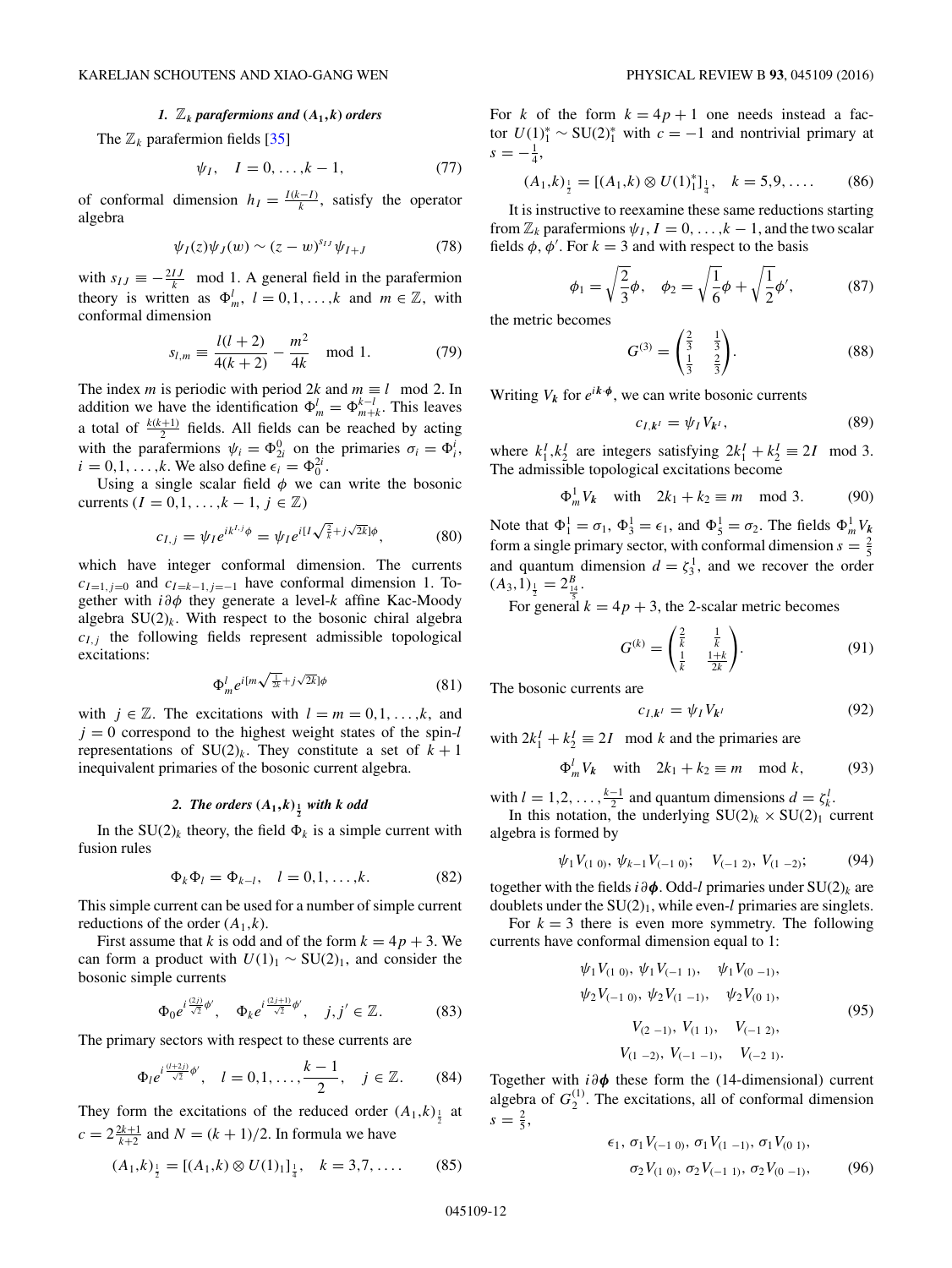### 1. $\mathbb{Z}_k$ parafermions and $(A_1,k)$ orders

The $\mathbb{Z}_k$ parafermion fields [35]

$$\psi_I, \quad I=0,\ldots,k-1, \tag{77}$$

of conformal dimension $h_I = \frac{I(k-I)}{k}$, satisfy the operator algebra

$$\psi_I(z)\psi_J(w) \sim (z-w)^{s_{IJ}}\psi_{I+J} \tag{78}$$

with $s_{IJ} \equiv -\frac{2IJ}{k} \mod 1$. A general field in the parafermion theory is written as $\Phi^l_m$, $l=0,1,\ldots,k$ and $m\in\mathbb{Z}$, with conformal dimension

$$s_{l,m} \equiv \frac{l(l+2)}{4(k+2)} - \frac{m^2}{4k} \mod 1. \tag{79}$$

The index $m$ is periodic with period $2k$ and $m\equiv l \mod 2$. In addition we have the identification $\Phi^l_m = \Phi^{k-l}_{m+k}$. This leaves a total of $\frac{k(k+1)}{2}$ fields. All fields can be reached by acting with the parafermions $\psi_i = \Phi^0_{2i}$ on the primaries $\sigma_i = \Phi^i_i$, $i=0,1,\ldots,k$. We also define $\epsilon_i = \Phi^{2i}_0$.

Using a single scalar field $\phi$ we can write the bosonic currents ($I=0,1,\ldots,k-1$, $j\in\mathbb{Z}$)

$$c_{I,j} = \psi_I e^{ik^{I,j}\phi} = \psi_I e^{i[I\sqrt{\frac{2}{k}}+j\sqrt{2k}]\phi}, \tag{80}$$

which have integer conformal dimension. The currents $c_{I=1,j=0}$ and $c_{I=k-1,j=-1}$ have conformal dimension 1. Together with $i\partial\phi$ they generate a level-$k$ affine Kac-Moody algebra $SU(2)_k$. With respect to the bosonic chiral algebra $c_{I,j}$ the following fields represent admissible topological excitations:

$$\Phi^l_m e^{i[m\sqrt{\frac{1}{2k}}+j\sqrt{2k}]\phi} \tag{81}$$

with $j\in\mathbb{Z}$. The excitations with $l=m=0,1,\ldots,k$, and $j=0$ correspond to the highest weight states of the spin-$l$ representations of $SU(2)_k$. They constitute a set of $k+1$ inequivalent primaries of the bosonic current algebra.

### 2. The orders $(A_1,k)_{\frac{1}{2}}$ with $k$ odd

In the $SU(2)_k$ theory, the field $\Phi_k$ is a simple current with fusion rules

$$\Phi_k\Phi_l = \Phi_{k-l}, \quad l=0,1,\ldots,k. \tag{82}$$

This simple current can be used for a number of simple current reductions of the order $(A_1,k)$.

First assume that $k$ is odd and of the form $k=4p+3$. We can form a product with $U(1)_1 \sim SU(2)_1$, and consider the bosonic simple currents

$$\Phi_0 e^{i\frac{(2j)}{\sqrt{2}}\phi'}, \quad \Phi_k e^{i\frac{(2j+1)}{\sqrt{2}}\phi'}, \quad j,j'\in\mathbb{Z}. \tag{83}$$

The primary sectors with respect to these currents are

$$\Phi_l e^{i\frac{(l+2j)}{\sqrt{2}}\phi'}, \quad l=0,1,\ldots,\frac{k-1}{2}, \quad j\in\mathbb{Z}. \tag{84}$$

They form the excitations of the reduced order $(A_1,k)_{\frac{1}{2}}$ at $c=2\frac{2k+1}{k+2}$ and $N=(k+1)/2$. In formula we have

$$(A_1,k)_{\frac{1}{2}} = [(A_1,k)\otimes U(1)_1]_{\frac{1}{4}}, \quad k=3,7,\ldots. \tag{85}$$

For $k$ of the form $k=4p+1$ one needs instead a factor $U(1)^*_1 \sim SU(2)^*_1$ with $c=-1$ and nontrivial primary at $s=-\frac{1}{4}$,

$$(A_1,k)_{\frac{1}{2}} = [(A_1,k)\otimes U(1)^*_1]_{\frac{1}{4}}, \quad k=5,9,\ldots. \tag{86}$$

It is instructive to reexamine these same reductions starting from $\mathbb{Z}_k$ parafermions $\psi_I$, $I=0,\ldots,k-1$, and the two scalar fields $\phi,\phi'$. For $k=3$ and with respect to the basis

$$\phi_1 = \sqrt{\frac{2}{3}}\phi, \quad \phi_2 = \sqrt{\frac{1}{6}}\phi + \sqrt{\frac{1}{2}}\phi', \tag{87}$$

the metric becomes

$$G^{(3)} = \begin{pmatrix} \frac{2}{3} & \frac{1}{3} \\ \frac{1}{3} & \frac{2}{3} \end{pmatrix}. \tag{88}$$

Writing $V_{\boldsymbol{k}}$ for $e^{i\boldsymbol{k}\cdot\boldsymbol{\phi}}$, we can write bosonic currents

$$c_{I,\boldsymbol{k}^I} = \psi_I V_{\boldsymbol{k}^I}, \tag{89}$$

where $k^I_1,k^I_2$ are integers satisfying $2k^I_1+k^I_2 \equiv 2I \mod 3$. The admissible topological excitations become

$$\Phi^1_m V_{\boldsymbol{k}} \quad \text{with} \quad 2k_1+k_2 \equiv m \mod 3. \tag{90}$$

Note that $\Phi^1_1=\sigma_1$, $\Phi^1_3=\epsilon_1$, and $\Phi^1_5=\sigma_2$. The fields $\Phi^1_m V_{\boldsymbol{k}}$ form a single primary sector, with conformal dimension $s=\frac{2}{5}$ and quantum dimension $d=\zeta^1_3$, and we recover the order $(A_3,1)_{\frac{1}{2}} = 2^B_{\frac{14}{5}}$.

For general $k=4p+3$, the 2-scalar metric becomes

$$G^{(k)} = \begin{pmatrix} \frac{2}{k} & \frac{1}{k} \\ \frac{1}{k} & \frac{1+k}{2k} \end{pmatrix}. \tag{91}$$

The bosonic currents are

$$c_{I,\boldsymbol{k}^I} = \psi_I V_{\boldsymbol{k}^I} \tag{92}$$

with $2k^I_1+k^I_2 \equiv 2I \mod k$ and the primaries are

$$\Phi^l_m V_{\boldsymbol{k}} \quad \text{with} \quad 2k_1+k_2 \equiv m \mod k, \tag{93}$$

with $l=1,2,\ldots,\frac{k-1}{2}$ and quantum dimensions $d=\zeta^l_k$.

In this notation, the underlying $SU(2)_k\times SU(2)_1$ current algebra is formed by

$$\psi_1 V_{(1\ 0)},\ \psi_{k-1}V_{(-1\ 0)}; \quad V_{(-1\ 2)},\ V_{(1\ -2)}; \tag{94}$$

together with the fields $i\partial\boldsymbol{\phi}$. Odd-$l$ primaries under $SU(2)_k$ are doublets under the $SU(2)_1$, while even-$l$ primaries are singlets.

For $k=3$ there is even more symmetry. The following currents have conformal dimension equal to 1:

$$\begin{gathered}
\psi_1 V_{(1\ 0)},\ \psi_1 V_{(-1\ 1)}, \quad \psi_1 V_{(0\ -1)}, \\
\psi_2 V_{(-1\ 0)},\ \psi_2 V_{(1\ -1)}, \quad \psi_2 V_{(0\ 1)}, \\
V_{(2\ -1)},\ V_{(1\ 1)}, \quad V_{(-1\ 2)}, \\
V_{(1\ -2)},\ V_{(-1\ -1)}, \quad V_{(-2\ 1)}.
\end{gathered} \tag{95}$$

Together with $i\partial\boldsymbol{\phi}$ these form the (14-dimensional) current algebra of $G^{(1)}_2$. The excitations, all of conformal dimension $s=\frac{2}{5}$,

$$\begin{gathered}
\epsilon_1,\ \sigma_1 V_{(-1\ 0)},\ \sigma_1 V_{(1\ -1)},\ \sigma_1 V_{(0\ 1)}, \\
\sigma_2 V_{(1\ 0)},\ \sigma_2 V_{(-1\ 1)},\ \sigma_2 V_{(0\ -1)},
\end{gathered} \tag{96}$$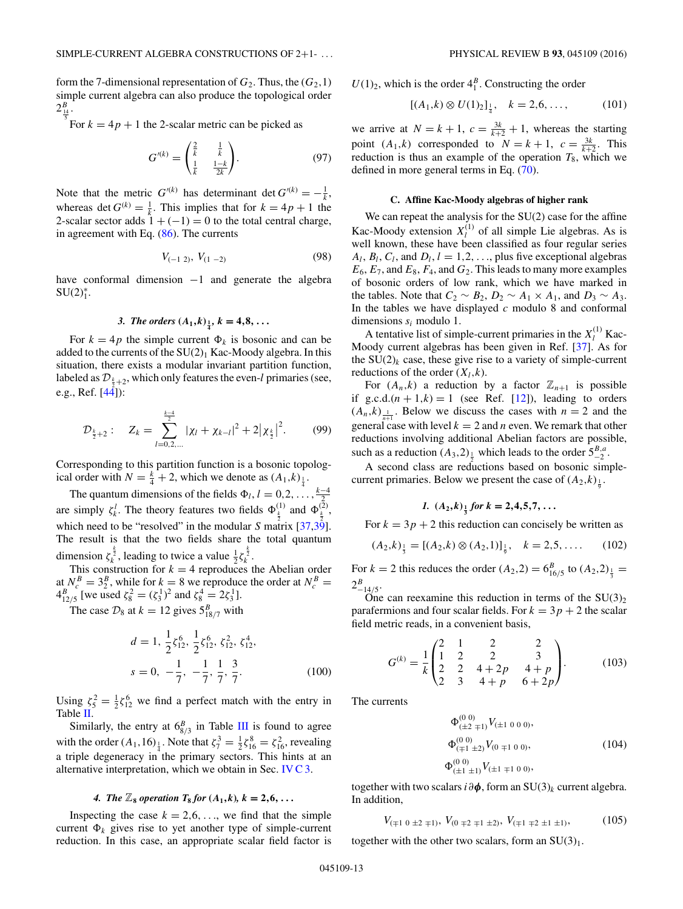form the 7-dimensional representation of $G_2$. Thus, the $(G_2,1)$ simple current algebra can also produce the topological order $2^B_{\frac{14}{5}}$.

For $k = 4p+1$ the 2-scalar metric can be picked as

$$G'^{(k)} = \begin{pmatrix} \frac{2}{k} & \frac{1}{k} \\ \frac{1}{k} & \frac{1-k}{2k} \end{pmatrix}. \tag{97}$$

Note that the metric $G'^{(k)}$ has determinant $\det G'^{(k)} = -\frac{1}{k}$, whereas $\det G^{(k)} = \frac{1}{k}$. This implies that for $k = 4p+1$ the 2-scalar sector adds $1 + (-1) = 0$ to the total central charge, in agreement with Eq. (86). The currents

$$V_{(-1\ 2)},\ V_{(1\ -2)} \tag{98}$$

have conformal dimension $-1$ and generate the algebra $\mathrm{SU}(2)^*_1$.

#### 3. The orders $(A_1,k)_{\frac{1}{4}}$, $k = 4,8,\ldots$

For $k = 4p$ the simple current $\Phi_k$ is bosonic and can be added to the currents of the SU(2)$_1$ Kac-Moody algebra. In this situation, there exists a modular invariant partition function, labeled as $\mathcal{D}_{\frac{k}{2}+2}$, which only features the even-$l$ primaries (see, e.g., Ref. [44]):

$$\mathcal{D}_{\frac{k}{2}+2}: \quad Z_k = \sum_{l=0,2,\ldots}^{\frac{k-4}{2}} |\chi_l + \chi_{k-l}|^2 + 2\big|\chi_{\frac{k}{2}}\big|^2. \tag{99}$$

Corresponding to this partition function is a bosonic topological order with $N = \frac{k}{4}+2$, which we denote as $(A_1,k)_{\frac{1}{4}}$.

The quantum dimensions of the fields $\Phi_l$, $l = 0,2,\ldots,\frac{k-4}{2}$ are simply $\zeta^l_k$. The theory features two fields $\Phi^{(1)}_{\frac{k}{2}}$ and $\Phi^{(2)}_{\frac{k}{2}}$, which need to be "resolved" in the modular $S$ matrix [37,39]. The result is that the two fields share the total quantum dimension $\zeta^{\frac{k}{2}}_k$, leading to twice a value $\frac{1}{2}\zeta^{\frac{k}{2}}_k$.

This construction for $k = 4$ reproduces the Abelian order at $N^B_c = 3^B_2$, while for $k = 8$ we reproduce the order at $N^B_c = 4^B_{12/5}$ [we used $\zeta^2_8 = (\zeta^1_3)^2$ and $\zeta^4_8 = 2\zeta^1_3$].

The case $\mathcal{D}_8$ at $k = 12$ gives $5^B_{18/7}$ with

$$\begin{aligned} d &= 1,\ \frac{1}{2}\zeta^6_{12},\ \frac{1}{2}\zeta^6_{12},\ \zeta^2_{12},\ \zeta^4_{12}, \\ s &= 0,\ -\frac{1}{7},\ -\frac{1}{7},\ \frac{1}{7},\ \frac{3}{7}. \end{aligned} \tag{100}$$

Using $\zeta^2_5 = \frac{1}{2}\zeta^6_{12}$ we find a perfect match with the entry in Table II.

Similarly, the entry at $6^B_{8/3}$ in Table III is found to agree with the order $(A_1,16)_{\frac{1}{4}}$. Note that $\zeta^3_7 = \frac{1}{2}\zeta^8_{16} = \zeta^2_{16}$, revealing a triple degeneracy in the primary sectors. This hints at an alternative interpretation, which we obtain in Sec. IV C 3.

#### 4. The $\mathbb{Z}_8$ operation $T_8$ for $(A_1,k)$, $k = 2,6,\ldots$

Inspecting the case $k = 2,6,\ldots$, we find that the simple current $\Phi_k$ gives rise to yet another type of simple-current reduction. In this case, an appropriate scalar field factor is $U(1)_2$, which is the order $4^B_1$. Constructing the order

$$[(A_1,k)\otimes U(1)_2]_{\frac{1}{4}},\quad k = 2,6,\ldots, \tag{101}$$

we arrive at $N = k+1$, $c = \frac{3k}{k+2}+1$, whereas the starting point $(A_1,k)$ corresponded to $N = k+1$, $c = \frac{3k}{k+2}$. This reduction is thus an example of the operation $T_8$, which we defined in more general terms in Eq. (70).

### C. Affine Kac-Moody algebras of higher rank

We can repeat the analysis for the SU(2) case for the affine Kac-Moody extension $X^{(1)}_l$ of all simple Lie algebras. As is well known, these have been classified as four regular series $A_l$, $B_l$, $C_l$, and $D_l$, $l = 1,2,\ldots$, plus five exceptional algebras $E_6$, $E_7$, and $E_8$, $F_4$, and $G_2$. This leads to many more examples of bosonic orders of low rank, which we have marked in the tables. Note that $C_2 \sim B_2$, $D_2 \sim A_1 \times A_1$, and $D_3 \sim A_3$. In the tables we have displayed $c$ modulo 8 and conformal dimensions $s_i$ modulo 1.

A tentative list of simple-current primaries in the $X^{(1)}_l$ Kac-Moody current algebras has been given in Ref. [37]. As for the SU(2)$_k$ case, these give rise to a variety of simple-current reductions of the order $(X_l,k)$.

For $(A_n,k)$ a reduction by a factor $\mathbb{Z}_{n+1}$ is possible if g.c.d.$(n+1,k) = 1$ (see Ref. [12]), leading to orders $(A_n,k)_{\frac{1}{n+1}}$. Below we discuss the cases with $n = 2$ and the general case with level $k = 2$ and $n$ even. We remark that other reductions involving additional Abelian factors are possible, such as a reduction $(A_3,2)_{\frac{1}{2}}$ which leads to the order $5^{B,a}_{-2}$.

A second class are reductions based on bosonic simple-current primaries. Below we present the case of $(A_2,k)_{\frac{1}{9}}$.

#### 1. $(A_2,k)_{\frac{1}{3}}$ for $k = 2,4,5,7,\ldots$

For $k = 3p+2$ this reduction can concisely be written as

$$(A_2,k)_{\frac{1}{3}} = [(A_2,k)\otimes(A_2,1)]_{\frac{1}{9}},\quad k = 2,5,\ldots. \tag{102}$$

For $k = 2$ this reduces the order $(A_2,2) = 6^B_{16/5}$ to $(A_2,2)_{\frac{1}{3}} = 2^B_{-14/5}$.

One can reexamine this reduction in terms of the SU(3)$_2$ parafermions and four scalar fields. For $k = 3p+2$ the scalar field metric reads, in a convenient basis,

$$G^{(k)} = \frac{1}{k}\begin{pmatrix} 2 & 1 & 2 & 2 \\ 1 & 2 & 2 & 3 \\ 2 & 2 & 4+2p & 4+p \\ 2 & 3 & 4+p & 6+2p \end{pmatrix}. \tag{103}$$

The currents

$$\begin{aligned} &\Phi^{(0\ 0)}_{(\pm 2\ \mp 1)} V_{(\pm 1\ 0\ 0\ 0)}, \\ &\Phi^{(0\ 0)}_{(\mp 1\ \pm 2)} V_{(0\ \mp 1\ 0\ 0)}, \\ &\Phi^{(0\ 0)}_{(\pm 1\ \pm 1)} V_{(\pm 1\ \mp 1\ 0\ 0)}, \end{aligned} \tag{104}$$

together with two scalars $i\partial\boldsymbol{\phi}$, form an SU(3)$_k$ current algebra. In addition,

$$V_{(\mp 1\ 0\ \pm 2\ \mp 1)},\ V_{(0\ \mp 2\ \mp 1\ \pm 2)},\ V_{(\mp 1\ \mp 2\ \pm 1\ \pm 1)}, \tag{105}$$

together with the other two scalars, form an SU(3)$_1$.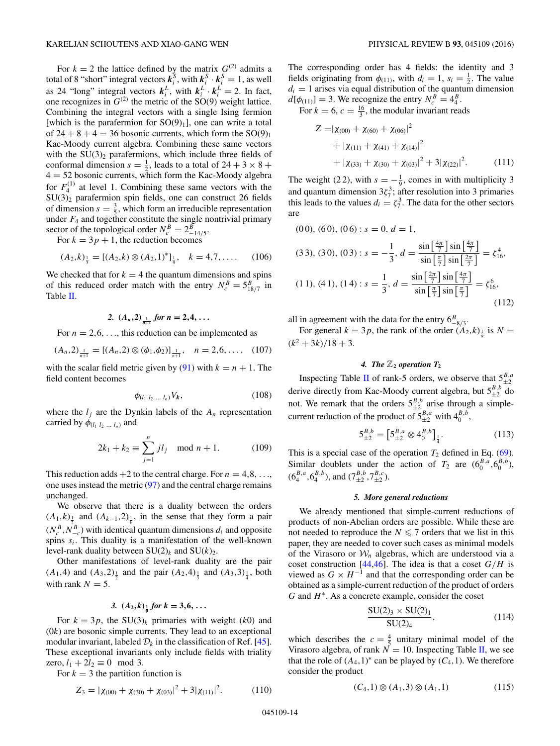For $k=2$ the lattice defined by the matrix $G^{(2)}$ admits a total of 8 "short" integral vectors $\boldsymbol{k}_i^S$, with $\boldsymbol{k}_i^S \cdot \boldsymbol{k}_i^S = 1$, as well as 24 "long" integral vectors $\boldsymbol{k}_i^L$, with $\boldsymbol{k}_i^L \cdot \boldsymbol{k}_i^L = 2$. In fact, one recognizes in $G^{(2)}$ the metric of the SO(9) weight lattice. Combining the integral vectors with a single Ising fermion [which is the parafermion for $\text{SO}(9)_1$], one can write a total of $24+8+4=36$ bosonic currents, which form the $\text{SO}(9)_1$ Kac-Moody current algebra. Combining these same vectors with the $\text{SU}(3)_2$ parafermions, which include three fields of conformal dimension $s=\frac{1}{2}$, leads to a total of $24+3\times 8+4=52$ bosonic currents, which form the Kac-Moody algebra for $F_4^{(1)}$ at level 1. Combining these same vectors with the $\text{SU}(3)_2$ parafermion spin fields, one can construct 26 fields of dimension $s=\frac{3}{5}$, which form an irreducible representation under $F_4$ and together constitute the single nontrivial primary sector of the topological order $N_c^B = 2^B_{-14/5}$.

For $k=3p+1$, the reduction becomes

$$(A_2,k)_{\frac{1}{3}} = [(A_2,k)\otimes(A_2,1)^*]_{\frac{1}{9}}, \quad k=4,7,\ldots. \tag{106}$$

We checked that for $k=4$ the quantum dimensions and spins of this reduced order match with the entry $N_c^B = 5^B_{18/7}$ in Table II.

#### 2. $(A_n,2)_{\frac{1}{n+1}}$ for $n=2,4,\ldots$

For $n=2,6,\ldots$, this reduction can be implemented as

$$(A_n,2)_{\frac{1}{n+1}} = [(A_n,2)\otimes(\phi_1,\phi_2)]_{\frac{1}{n+1}}, \quad n=2,6,\ldots, \tag{107}$$

with the scalar field metric given by (91) with $k=n+1$. The field content becomes

$$\phi_{(l_1\ l_2\ \ldots\ l_n)} V_{\boldsymbol{k}}, \tag{108}$$

where the $l_j$ are the Dynkin labels of the $A_n$ representation carried by $\phi_{(l_1\ l_2\ \ldots\ l_n)}$ and

$$2k_1 + k_2 \equiv \sum_{j=1}^{n} j l_j \mod n+1. \tag{109}$$

This reduction adds $+2$ to the central charge. For $n=4,8,\ldots$, one uses instead the metric (97) and the central charge remains unchanged.

We observe that there is a duality between the orders $(A_1,k)_{\frac{1}{2}}$ and $(A_{k-1},2)_{\frac{1}{k}}$, in the sense that they form a pair $(N_c^B, N_{-c}^B)$ with identical quantum dimensions $d_i$ and opposite spins $s_i$. This duality is a manifestation of the well-known level-rank duality between $\text{SU}(2)_k$ and $\text{SU}(k)_2$.

Other manifestations of level-rank duality are the pair $(A_1,4)$ and $(A_3,2)_{\frac{1}{2}}$ and the pair $(A_2,4)_{\frac{1}{3}}$ and $(A_3,3)_{\frac{1}{4}}$, both with rank $N=5$.

#### 3. $(A_2,k)_{\frac{1}{9}}$ for $k=3,6,\ldots$

For $k=3p$, the $\text{SU}(3)_k$ primaries with weight $(k0)$ and $(0k)$ are bosonic simple currents. They lead to an exceptional modular invariant, labeled $\mathcal{D}_k$ in the classification of Ref. [45]. These exceptional invariants only include fields with triality zero, $l_1 + 2l_2 \equiv 0 \mod 3$.

For $k=3$ the partition function is

$$Z_3 = |\chi_{(00)} + \chi_{(30)} + \chi_{(03)}|^2 + 3|\chi_{(11)}|^2. \tag{110}$$

The corresponding order has 4 fields: the identity and 3 fields originating from $\phi_{(11)}$, with $d_i=1$, $s_i=\frac{1}{3}$. The value $d_i=1$ arises via equal distribution of the quantum dimension $d[\phi_{(11)}]=3$. We recognize the entry $N_c^B = 4_4^B$.

For $k=6$, $c=\frac{16}{3}$, the modular invariant reads

$$\begin{aligned} Z =& |\chi_{(00)} + \chi_{(60)} + \chi_{(06)}|^2 \\ &+ |\chi_{(11)} + \chi_{(41)} + \chi_{(14)}|^2 \\ &+ |\chi_{(33)} + \chi_{(30)} + \chi_{(03)}|^2 + 3|\chi_{(22)}|^2. \end{aligned} \tag{111}$$

The weight $(2\,2)$, with $s=-\frac{1}{9}$, comes in with multiplicity 3 and quantum dimension $3\zeta_7^3$; after resolution into 3 primaries this leads to the values $d_i = \zeta_7^3$. The data for the other sectors are

$$\begin{aligned} &(0\,0),\,(6\,0),\,(0\,6): s=0,\ d=1, \\ &(3\,3),\,(3\,0),\,(0\,3): s=-\frac{1}{3},\ d=\frac{\sin\left[\frac{4\pi}{7}\right]\sin\left[\frac{4\pi}{7}\right]}{\sin\left[\frac{\pi}{7}\right]\sin\left[\frac{2\pi}{7}\right]}=\zeta_{16}^4, \\ &(1\,1),\,(4\,1),\,(1\,4): s=\frac{1}{3},\ d=\frac{\sin\left[\frac{2\pi}{7}\right]\sin\left[\frac{4\pi}{7}\right]}{\sin\left[\frac{\pi}{7}\right]\sin\left[\frac{\pi}{7}\right]}=\zeta_{16}^6, \end{aligned} \tag{112}$$

all in agreement with the data for the entry $6^B_{-8/3}$.

For general $k=3p$, the rank of the order $(A_2,k)_{\frac{1}{9}}$ is $N=(k^2+3k)/18+3$.

#### 4. The $\mathbb{Z}_2$ operation $T_2$

Inspecting Table II of rank-5 orders, we observe that $5_{\pm 2}^{B,a}$ derive directly from Kac-Moody current algebra, but $5_{\pm 2}^{B,b}$ do not. We remark that the orders $5_{\pm 2}^{B,b}$ arise through a simple-current reduction of the product of $5_{\pm 2}^{B,a}$ with $4_0^{B,b}$,

$$5_{\pm 2}^{B,b} = \left[5_{\pm 2}^{B,a}\otimes 4_0^{B,b}\right]_{\frac{1}{4}}. \tag{113}$$

This is a special case of the operation $T_2$ defined in Eq. (69). Similar doublets under the action of $T_2$ are $(6_0^{B,a}, 6_0^{B,b})$, $(6_4^{B,a}, 6_4^{B,b})$, and $(7_{\pm 2}^{B,b}, 7_{\pm 2}^{B,c})$.

#### 5. More general reductions

We already mentioned that simple-current reductions of products of non-Abelian orders are possible. While these are not needed to reproduce the $N \leqslant 7$ orders that we list in this paper, they are needed to cover such cases as minimal models of the Virasoro or $\mathcal{W}_n$ algebras, which are understood via a coset construction [44,46]. The idea is that a coset $G/H$ is viewed as $G\times H^{-1}$ and that the corresponding order can be obtained as a simple-current reduction of the product of orders $G$ and $H^*$. As a concrete example, consider the coset

$$\frac{\text{SU}(2)_3\times\text{SU}(2)_1}{\text{SU}(2)_4}, \tag{114}$$

which describes the $c=\frac{4}{5}$ unitary minimal model of the Virasoro algebra, of rank $N=10$. Inspecting Table II, we see that the role of $(A_4,1)^*$ can be played by $(C_4,1)$. We therefore consider the product

$$(C_4,1)\otimes(A_1,3)\otimes(A_1,1) \tag{115}$$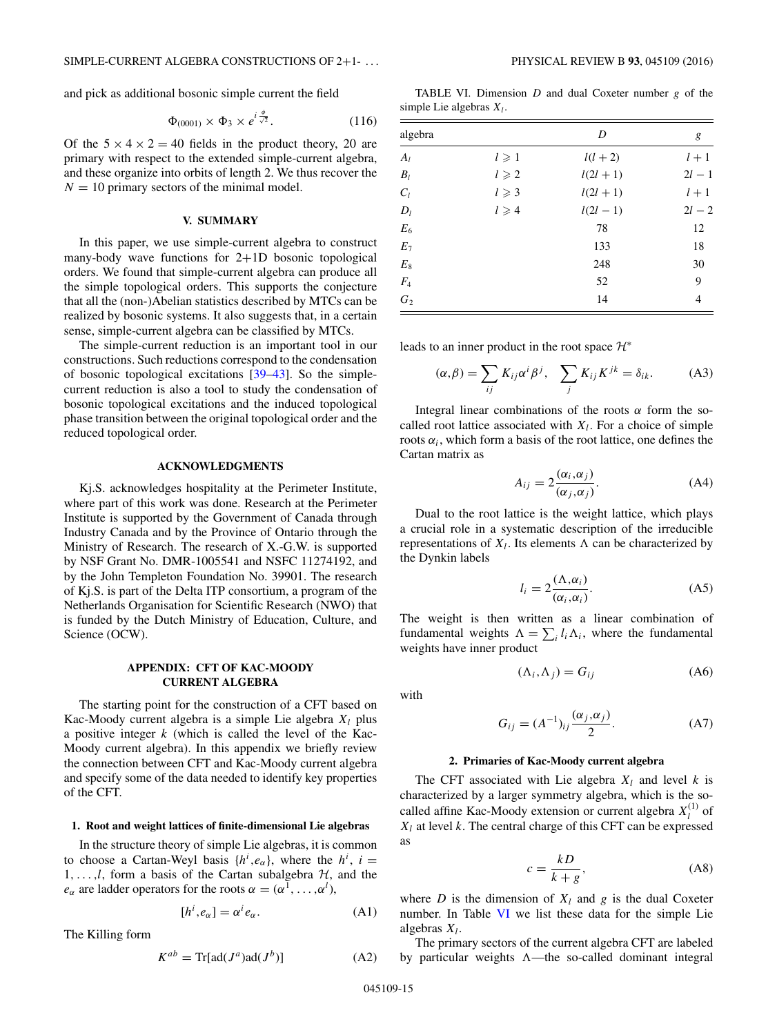and pick as additional bosonic simple current the field

$$\Phi_{(0001)} \times \Phi_3 \times e^{i\frac{\phi}{\sqrt{2}}}. \tag{116}$$

Of the $5 \times 4 \times 2 = 40$ fields in the product theory, 20 are primary with respect to the extended simple-current algebra, and these organize into orbits of length 2. We thus recover the $N = 10$ primary sectors of the minimal model.

## V. SUMMARY

In this paper, we use simple-current algebra to construct many-body wave functions for 2+1D bosonic topological orders. We found that simple-current algebra can produce all the simple topological orders. This supports the conjecture that all the (non-)Abelian statistics described by MTCs can be realized by bosonic systems. It also suggests that, in a certain sense, simple-current algebra can be classified by MTCs.

The simple-current reduction is an important tool in our constructions. Such reductions correspond to the condensation of bosonic topological excitations [39–43]. So the simple-current reduction is also a tool to study the condensation of bosonic topological excitations and the induced topological phase transition between the original topological order and the reduced topological order.

## ACKNOWLEDGMENTS

Kj.S. acknowledges hospitality at the Perimeter Institute, where part of this work was done. Research at the Perimeter Institute is supported by the Government of Canada through Industry Canada and by the Province of Ontario through the Ministry of Research. The research of X.-G.W. is supported by NSF Grant No. DMR-1005541 and NSFC 11274192, and by the John Templeton Foundation No. 39901. The research of Kj.S. is part of the Delta ITP consortium, a program of the Netherlands Organisation for Scientific Research (NWO) that is funded by the Dutch Ministry of Education, Culture, and Science (OCW).

## APPENDIX: CFT OF KAC-MOODY CURRENT ALGEBRA

The starting point for the construction of a CFT based on Kac-Moody current algebra is a simple Lie algebra $X_l$ plus a positive integer $k$ (which is called the level of the Kac-Moody current algebra). In this appendix we briefly review the connection between CFT and Kac-Moody current algebra and specify some of the data needed to identify key properties of the CFT.

### 1. Root and weight lattices of finite-dimensional Lie algebras

In the structure theory of simple Lie algebras, it is common to choose a Cartan-Weyl basis $\{h^i, e_\alpha\}$, where the $h^i$, $i = 1,\ldots,l$, form a basis of the Cartan subalgebra $\mathcal{H}$, and the $e_\alpha$ are ladder operators for the roots $\alpha = (\alpha^1,\ldots,\alpha^l)$,

$$[h^i, e_\alpha] = \alpha^i e_\alpha. \tag{A1}$$

The Killing form

$$K^{ab} = \mathrm{Tr}[\mathrm{ad}(J^a)\mathrm{ad}(J^b)] \tag{A2}$$

TABLE VI. Dimension $D$ and dual Coxeter number $g$ of the simple Lie algebras $X_l$.

| algebra | | $D$ | $g$ |
|---|---|---|---|
| $A_l$ | $l \geqslant 1$ | $l(l+2)$ | $l+1$ |
| $B_l$ | $l \geqslant 2$ | $l(2l+1)$ | $2l-1$ |
| $C_l$ | $l \geqslant 3$ | $l(2l+1)$ | $l+1$ |
| $D_l$ | $l \geqslant 4$ | $l(2l-1)$ | $2l-2$ |
| $E_6$ | | 78 | 12 |
| $E_7$ | | 133 | 18 |
| $E_8$ | | 248 | 30 |
| $F_4$ | | 52 | 9 |
| $G_2$ | | 14 | 4 |

leads to an inner product in the root space $\mathcal{H}^*$

$$(\alpha,\beta) = \sum_{ij} K_{ij}\alpha^i\beta^j, \quad \sum_j K_{ij}K^{jk} = \delta_{ik}. \tag{A3}$$

Integral linear combinations of the roots $\alpha$ form the so-called root lattice associated with $X_l$. For a choice of simple roots $\alpha_i$, which form a basis of the root lattice, one defines the Cartan matrix as

$$A_{ij} = 2\frac{(\alpha_i,\alpha_j)}{(\alpha_j,\alpha_j)}. \tag{A4}$$

Dual to the root lattice is the weight lattice, which plays a crucial role in a systematic description of the irreducible representations of $X_l$. Its elements $\Lambda$ can be characterized by the Dynkin labels

$$l_i = 2\frac{(\Lambda,\alpha_i)}{(\alpha_i,\alpha_i)}. \tag{A5}$$

The weight is then written as a linear combination of fundamental weights $\Lambda = \sum_i l_i \Lambda_i$, where the fundamental weights have inner product

$$(\Lambda_i,\Lambda_j) = G_{ij} \tag{A6}$$

with

$$G_{ij} = (A^{-1})_{ij}\frac{(\alpha_j,\alpha_j)}{2}. \tag{A7}$$

### 2. Primaries of Kac-Moody current algebra

The CFT associated with Lie algebra $X_l$ and level $k$ is characterized by a larger symmetry algebra, which is the so-called affine Kac-Moody extension or current algebra $X_l^{(1)}$ of $X_l$ at level $k$. The central charge of this CFT can be expressed as

$$c = \frac{kD}{k+g}, \tag{A8}$$

where $D$ is the dimension of $X_l$ and $g$ is the dual Coxeter number. In Table VI we list these data for the simple Lie algebras $X_l$.

The primary sectors of the current algebra CFT are labeled by particular weights $\Lambda$—the so-called dominant integral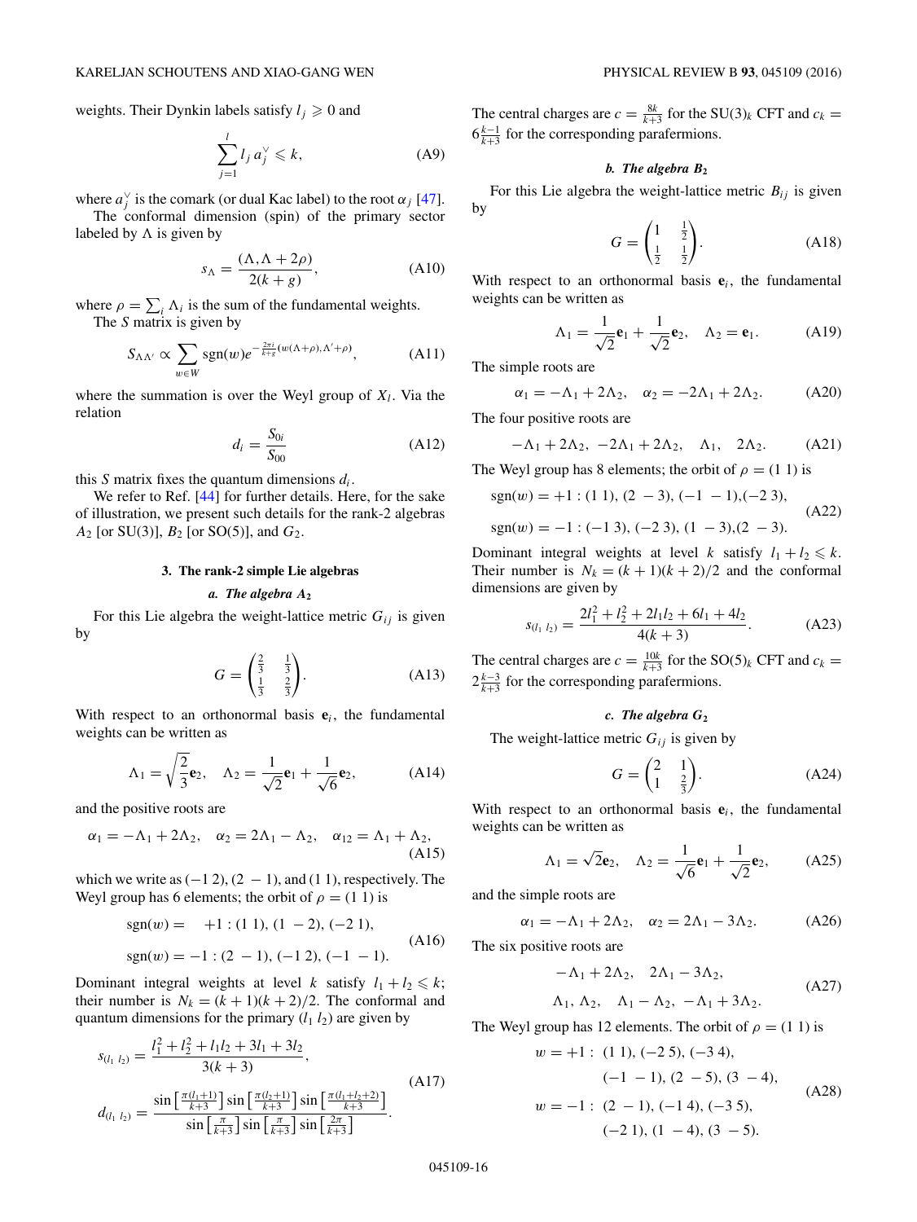weights. Their Dynkin labels satisfy $l_j \geqslant 0$ and

$$\sum_{j=1}^{l} l_j \, a_j^\vee \leqslant k, \tag{A9}$$

where $a_j^\vee$ is the comark (or dual Kac label) to the root $\alpha_j$ [47].

The conformal dimension (spin) of the primary sector labeled by $\Lambda$ is given by

$$s_\Lambda = \frac{(\Lambda, \Lambda + 2\rho)}{2(k+g)}, \tag{A10}$$

where $\rho = \sum_i \Lambda_i$ is the sum of the fundamental weights.

The $S$ matrix is given by

$$S_{\Lambda\Lambda'} \propto \sum_{w \in W} \mathrm{sgn}(w) e^{-\frac{2\pi i}{k+g}(w(\Lambda+\rho), \Lambda'+\rho)}, \tag{A11}$$

where the summation is over the Weyl group of $X_l$. Via the relation

$$d_i = \frac{S_{0i}}{S_{00}} \tag{A12}$$

this $S$ matrix fixes the quantum dimensions $d_i$.

We refer to Ref. [44] for further details. Here, for the sake of illustration, we present such details for the rank-2 algebras $A_2$ [or SU(3)], $B_2$ [or SO(5)], and $G_2$.

### 3. The rank-2 simple Lie algebras

#### *a. The algebra $A_2$*

For this Lie algebra the weight-lattice metric $G_{ij}$ is given by

$$G = \begin{pmatrix} \frac{2}{3} & \frac{1}{3} \\ \frac{1}{3} & \frac{2}{3} \end{pmatrix}. \tag{A13}$$

With respect to an orthonormal basis $\mathbf{e}_i$, the fundamental weights can be written as

$$\Lambda_1 = \sqrt{\frac{2}{3}}\mathbf{e}_2, \quad \Lambda_2 = \frac{1}{\sqrt{2}}\mathbf{e}_1 + \frac{1}{\sqrt{6}}\mathbf{e}_2, \tag{A14}$$

and the positive roots are

$$\alpha_1 = -\Lambda_1 + 2\Lambda_2, \quad \alpha_2 = 2\Lambda_1 - \Lambda_2, \quad \alpha_{12} = \Lambda_1 + \Lambda_2, \tag{A15}$$

which we write as $(-1\ 2)$, $(2\ -1)$, and $(1\ 1)$, respectively. The Weyl group has 6 elements; the orbit of $\rho = (1\ 1)$ is

$$\begin{aligned} \mathrm{sgn}(w) = \quad +1 &: (1\ 1),\ (1\ -2),\ (-2\ 1), \\ \mathrm{sgn}(w) = -1 &: (2\ -1),\ (-1\ 2),\ (-1\ -1). \end{aligned} \tag{A16}$$

Dominant integral weights at level $k$ satisfy $l_1 + l_2 \leqslant k$; their number is $N_k = (k+1)(k+2)/2$. The conformal and quantum dimensions for the primary $(l_1\ l_2)$ are given by

$$\begin{aligned} s_{(l_1\ l_2)} &= \frac{l_1^2 + l_2^2 + l_1 l_2 + 3l_1 + 3l_2}{3(k+3)}, \\ d_{(l_1\ l_2)} &= \frac{\sin\left[\frac{\pi(l_1+1)}{k+3}\right]\sin\left[\frac{\pi(l_2+1)}{k+3}\right]\sin\left[\frac{\pi(l_1+l_2+2)}{k+3}\right]}{\sin\left[\frac{\pi}{k+3}\right]\sin\left[\frac{\pi}{k+3}\right]\sin\left[\frac{2\pi}{k+3}\right]}. \end{aligned} \tag{A17}$$

The central charges are $c = \frac{8k}{k+3}$ for the SU(3)$_k$ CFT and $c_k = 6\frac{k-1}{k+3}$ for the corresponding parafermions.

#### *b. The algebra $B_2$*

For this Lie algebra the weight-lattice metric $B_{ij}$ is given by

$$G = \begin{pmatrix} 1 & \frac{1}{2} \\ \frac{1}{2} & \frac{1}{2} \end{pmatrix}. \tag{A18}$$

With respect to an orthonormal basis $\mathbf{e}_i$, the fundamental weights can be written as

$$\Lambda_1 = \frac{1}{\sqrt{2}}\mathbf{e}_1 + \frac{1}{\sqrt{2}}\mathbf{e}_2, \quad \Lambda_2 = \mathbf{e}_1. \tag{A19}$$

The simple roots are

$$\alpha_1 = -\Lambda_1 + 2\Lambda_2, \quad \alpha_2 = -2\Lambda_1 + 2\Lambda_2. \tag{A20}$$

The four positive roots are

$$-\Lambda_1 + 2\Lambda_2,\ -2\Lambda_1 + 2\Lambda_2, \quad \Lambda_1, \quad 2\Lambda_2. \tag{A21}$$

The Weyl group has 8 elements; the orbit of $\rho = (1\ 1)$ is

$$\begin{aligned} &\mathrm{sgn}(w) = +1 : (1\ 1),\ (2\ -3),\ (-1\ -1), (-2\ 3), \\ &\mathrm{sgn}(w) = -1 : (-1\ 3),\ (-2\ 3),\ (1\ -3), (2\ -3). \end{aligned} \tag{A22}$$

Dominant integral weights at level $k$ satisfy $l_1 + l_2 \leqslant k$. Their number is $N_k = (k+1)(k+2)/2$ and the conformal dimensions are given by

$$s_{(l_1\ l_2)} = \frac{2l_1^2 + l_2^2 + 2l_1 l_2 + 6l_1 + 4l_2}{4(k+3)}. \tag{A23}$$

The central charges are $c = \frac{10k}{k+3}$ for the SO(5)$_k$ CFT and $c_k = 2\frac{k-3}{k+3}$ for the corresponding parafermions.

#### *c. The algebra $G_2$*

The weight-lattice metric $G_{ij}$ is given by

$$G = \begin{pmatrix} 2 & 1 \\ 1 & \frac{2}{3} \end{pmatrix}. \tag{A24}$$

With respect to an orthonormal basis $\mathbf{e}_i$, the fundamental weights can be written as

$$\Lambda_1 = \sqrt{2}\mathbf{e}_2, \quad \Lambda_2 = \frac{1}{\sqrt{6}}\mathbf{e}_1 + \frac{1}{\sqrt{2}}\mathbf{e}_2, \tag{A25}$$

and the simple roots are

$$\alpha_1 = -\Lambda_1 + 2\Lambda_2, \quad \alpha_2 = 2\Lambda_1 - 3\Lambda_2. \tag{A26}$$

The six positive roots are

$$\begin{aligned} &-\Lambda_1 + 2\Lambda_2, \quad 2\Lambda_1 - 3\Lambda_2, \\ &\Lambda_1,\ \Lambda_2, \quad \Lambda_1 - \Lambda_2,\ -\Lambda_1 + 3\Lambda_2. \end{aligned} \tag{A27}$$

The Weyl group has 12 elements. The orbit of $\rho = (1\ 1)$ is

$$\begin{aligned} w = +1 :\ &(1\ 1),\ (-2\ 5),\ (-3\ 4), \\ &(-1\ -1),\ (2\ -5),\ (3\ -4), \\ w = -1 :\ &(2\ -1),\ (-1\ 4),\ (-3\ 5), \\ &(-2\ 1),\ (1\ -4),\ (3\ -5). \end{aligned} \tag{A28}$$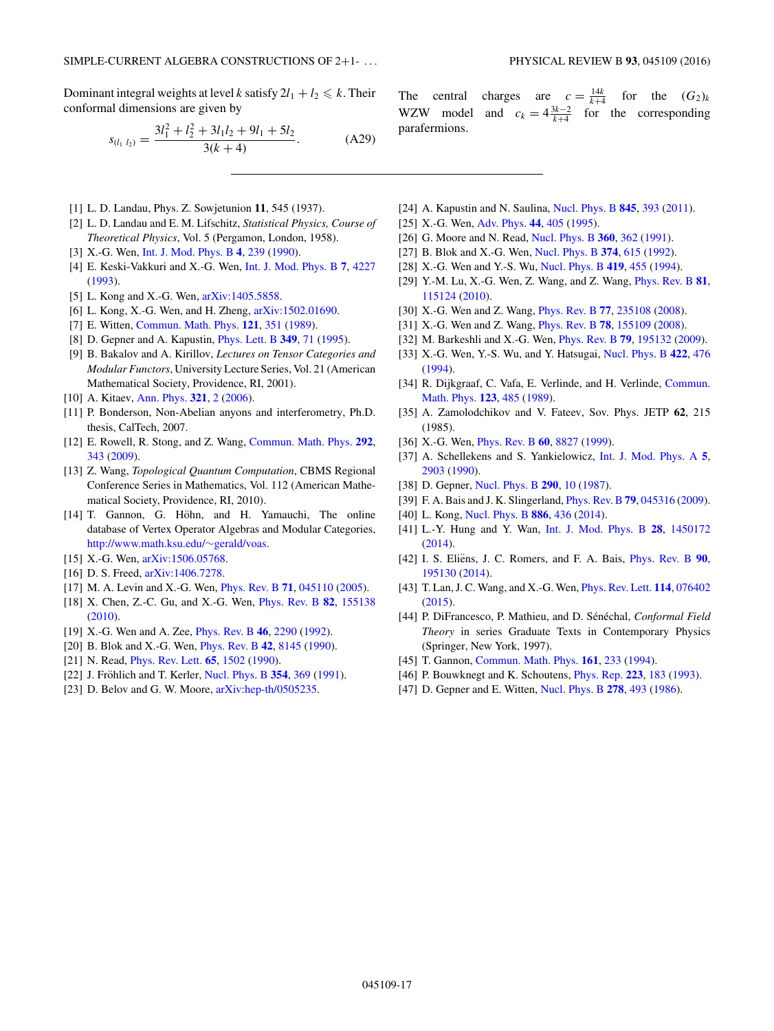Dominant integral weights at level $k$ satisfy $2l_1 + l_2 \leqslant k$. Their conformal dimensions are given by

$$s_{(l_1\ l_2)} = \frac{3l_1^2 + l_2^2 + 3l_1 l_2 + 9l_1 + 5l_2}{3(k+4)}. \tag{A29}$$

The central charges are $c = \frac{14k}{k+4}$ for the $(G_2)_k$ WZW model and $c_k = 4\frac{3k-2}{k+4}$ for the corresponding parafermions.

---

[1] L. D. Landau, Phys. Z. Sowjetunion **11**, 545 (1937).

[2] L. D. Landau and E. M. Lifschitz, *Statistical Physics, Course of Theoretical Physics*, Vol. 5 (Pergamon, London, 1958).

[3] X.-G. Wen, Int. J. Mod. Phys. B **4**, 239 (1990).

[4] E. Keski-Vakkuri and X.-G. Wen, Int. J. Mod. Phys. B **7**, 4227 (1993).

[5] L. Kong and X.-G. Wen, arXiv:1405.5858.

[6] L. Kong, X.-G. Wen, and H. Zheng, arXiv:1502.01690.

[7] E. Witten, Commun. Math. Phys. **121**, 351 (1989).

[8] D. Gepner and A. Kapustin, Phys. Lett. B **349**, 71 (1995).

[9] B. Bakalov and A. Kirillov, *Lectures on Tensor Categories and Modular Functors*, University Lecture Series, Vol. 21 (American Mathematical Society, Providence, RI, 2001).

[10] A. Kitaev, Ann. Phys. **321**, 2 (2006).

[11] P. Bonderson, Non-Abelian anyons and interferometry, Ph.D. thesis, CalTech, 2007.

[12] E. Rowell, R. Stong, and Z. Wang, Commun. Math. Phys. **292**, 343 (2009).

[13] Z. Wang, *Topological Quantum Computation*, CBMS Regional Conference Series in Mathematics, Vol. 112 (American Mathematical Society, Providence, RI, 2010).

[14] T. Gannon, G. Höhn, and H. Yamauchi, The online database of Vertex Operator Algebras and Modular Categories, http://www.math.ksu.edu/~gerald/voas.

[15] X.-G. Wen, arXiv:1506.05768.

[16] D. S. Freed, arXiv:1406.7278.

[17] M. A. Levin and X.-G. Wen, Phys. Rev. B **71**, 045110 (2005).

[18] X. Chen, Z.-C. Gu, and X.-G. Wen, Phys. Rev. B **82**, 155138 (2010).

[19] X.-G. Wen and A. Zee, Phys. Rev. B **46**, 2290 (1992).

[20] B. Blok and X.-G. Wen, Phys. Rev. B **42**, 8145 (1990).

[21] N. Read, Phys. Rev. Lett. **65**, 1502 (1990).

[22] J. Fröhlich and T. Kerler, Nucl. Phys. B **354**, 369 (1991).

[23] D. Belov and G. W. Moore, arXiv:hep-th/0505235.

[24] A. Kapustin and N. Saulina, Nucl. Phys. B **845**, 393 (2011).

[25] X.-G. Wen, Adv. Phys. **44**, 405 (1995).

[26] G. Moore and N. Read, Nucl. Phys. B **360**, 362 (1991).

[27] B. Blok and X.-G. Wen, Nucl. Phys. B **374**, 615 (1992).

[28] X.-G. Wen and Y.-S. Wu, Nucl. Phys. B **419**, 455 (1994).

[29] Y.-M. Lu, X.-G. Wen, Z. Wang, and Z. Wang, Phys. Rev. B **81**, 115124 (2010).

[30] X.-G. Wen and Z. Wang, Phys. Rev. B **77**, 235108 (2008).

[31] X.-G. Wen and Z. Wang, Phys. Rev. B **78**, 155109 (2008).

[32] M. Barkeshli and X.-G. Wen, Phys. Rev. B **79**, 195132 (2009).

[33] X.-G. Wen, Y.-S. Wu, and Y. Hatsugai, Nucl. Phys. B **422**, 476 (1994).

[34] R. Dijkgraaf, C. Vafa, E. Verlinde, and H. Verlinde, Commun. Math. Phys. **123**, 485 (1989).

[35] A. Zamolodchikov and V. Fateev, Sov. Phys. JETP **62**, 215 (1985).

[36] X.-G. Wen, Phys. Rev. B **60**, 8827 (1999).

[37] A. Schellekens and S. Yankielowicz, Int. J. Mod. Phys. A **5**, 2903 (1990).

[38] D. Gepner, Nucl. Phys. B **290**, 10 (1987).

[39] F. A. Bais and J. K. Slingerland, Phys. Rev. B **79**, 045316 (2009).

[40] L. Kong, Nucl. Phys. B **886**, 436 (2014).

[41] L.-Y. Hung and Y. Wan, Int. J. Mod. Phys. B **28**, 1450172 (2014).

[42] I. S. Eliëns, J. C. Romers, and F. A. Bais, Phys. Rev. B **90**, 195130 (2014).

[43] T. Lan, J. C. Wang, and X.-G. Wen, Phys. Rev. Lett. **114**, 076402 (2015).

[44] P. DiFrancesco, P. Mathieu, and D. Sénéchal, *Conformal Field Theory* in series Graduate Texts in Contemporary Physics (Springer, New York, 1997).

[45] T. Gannon, Commun. Math. Phys. **161**, 233 (1994).

[46] P. Bouwknegt and K. Schoutens, Phys. Rep. **223**, 183 (1993).

[47] D. Gepner and E. Witten, Nucl. Phys. B **278**, 493 (1986).